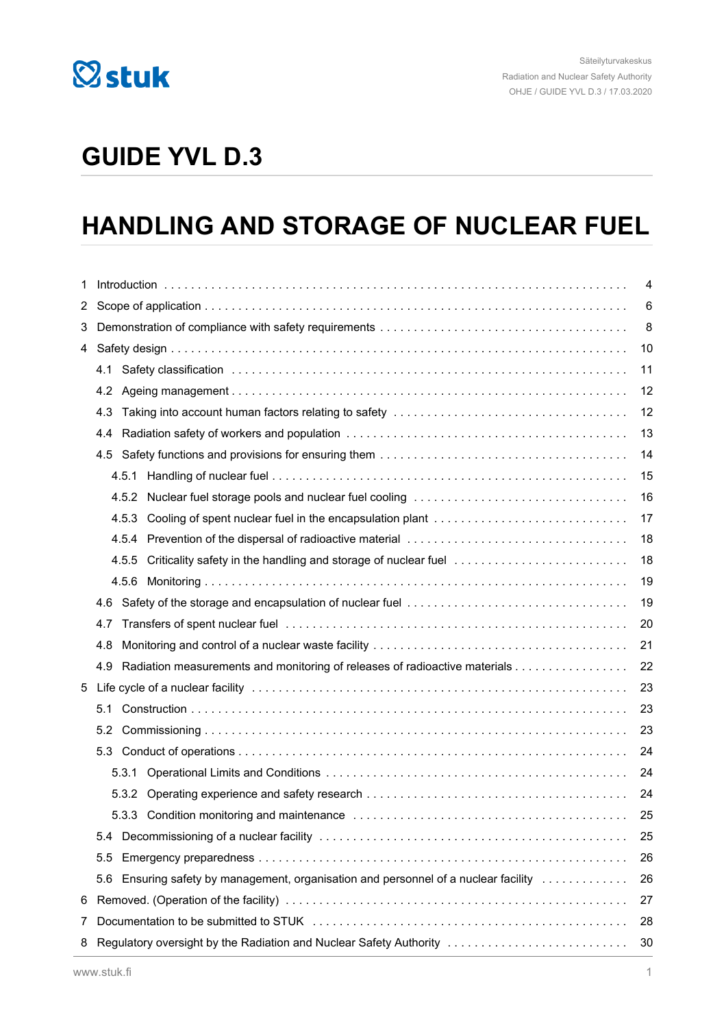# GUIDE YVL D.3

# HANDLING AND STORAGE OF NUCLEAR FUEL

- 1 Introduction . . . 4
- 2 Scope of application . . . 6
- 3 Demonstration of compliance with safety requirements . . . 8
- 4 Safety design . . . 10
  - 4.1 Safety classification . . . 11
  - 4.2 Ageing management . . . 12
  - 4.3 Taking into account human factors relating to safety . . . 12
  - 4.4 Radiation safety of workers and population . . . 13
  - 4.5 Safety functions and provisions for ensuring them . . . 14
    - 4.5.1 Handling of nuclear fuel . . . 15
    - 4.5.2 Nuclear fuel storage pools and nuclear fuel cooling . . . 16
    - 4.5.3 Cooling of spent nuclear fuel in the encapsulation plant . . . 17
    - 4.5.4 Prevention of the dispersal of radioactive material . . . 18
    - 4.5.5 Criticality safety in the handling and storage of nuclear fuel . . . 18
    - 4.5.6 Monitoring . . . 19
  - 4.6 Safety of the storage and encapsulation of nuclear fuel . . . 19
  - 4.7 Transfers of spent nuclear fuel . . . 20
  - 4.8 Monitoring and control of a nuclear waste facility . . . 21
  - 4.9 Radiation measurements and monitoring of releases of radioactive materials . . . 22
- 5 Life cycle of a nuclear facility . . . 23
  - 5.1 Construction . . . 23
  - 5.2 Commissioning . . . 23
  - 5.3 Conduct of operations . . . 24
    - 5.3.1 Operational Limits and Conditions . . . 24
    - 5.3.2 Operating experience and safety research . . . 24
    - 5.3.3 Condition monitoring and maintenance . . . 25
  - 5.4 Decommissioning of a nuclear facility . . . 25
  - 5.5 Emergency preparedness . . . 26
  - 5.6 Ensuring safety by management, organisation and personnel of a nuclear facility . . . 26
- 6 Removed. (Operation of the facility) . . . 27
- 7 Documentation to be submitted to STUK . . . 28
- 8 Regulatory oversight by the Radiation and Nuclear Safety Authority . . . 30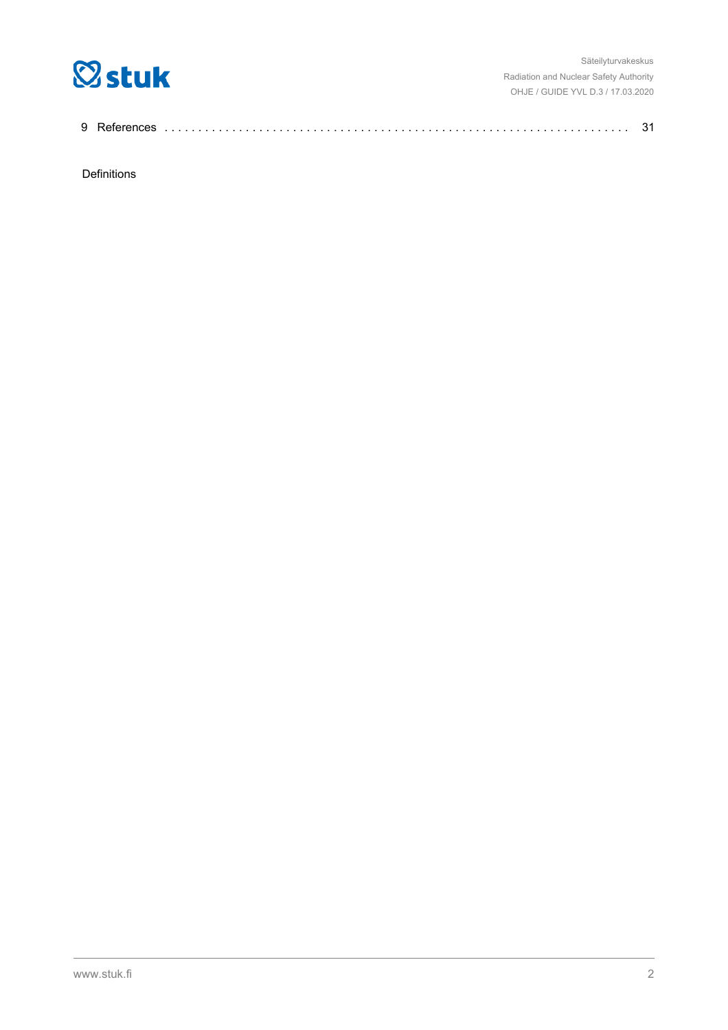9 References . . . . . . . . . . . . . . . . . . . . . . . . . . . . . . . . . . . . . . . . . . . . . . . . . . . . . . . . . . . . . . . . . 31

Definitions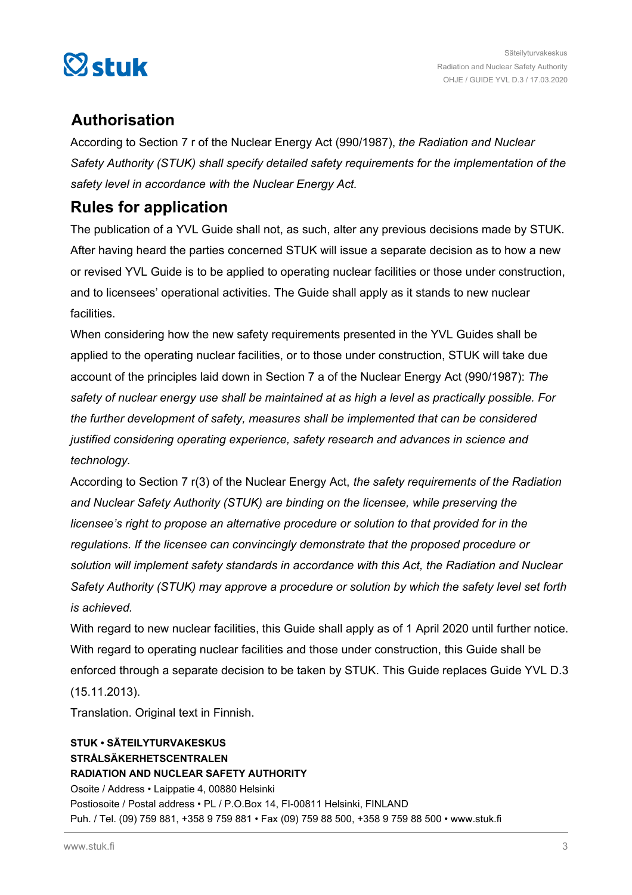## Authorisation

According to Section 7 r of the Nuclear Energy Act (990/1987), *the Radiation and Nuclear Safety Authority (STUK) shall specify detailed safety requirements for the implementation of the safety level in accordance with the Nuclear Energy Act.*

## Rules for application

The publication of a YVL Guide shall not, as such, alter any previous decisions made by STUK. After having heard the parties concerned STUK will issue a separate decision as to how a new or revised YVL Guide is to be applied to operating nuclear facilities or those under construction, and to licensees' operational activities. The Guide shall apply as it stands to new nuclear facilities.

When considering how the new safety requirements presented in the YVL Guides shall be applied to the operating nuclear facilities, or to those under construction, STUK will take due account of the principles laid down in Section 7 a of the Nuclear Energy Act (990/1987): *The safety of nuclear energy use shall be maintained at as high a level as practically possible. For the further development of safety, measures shall be implemented that can be considered justified considering operating experience, safety research and advances in science and technology.*

According to Section 7 r(3) of the Nuclear Energy Act, *the safety requirements of the Radiation and Nuclear Safety Authority (STUK) are binding on the licensee, while preserving the licensee's right to propose an alternative procedure or solution to that provided for in the regulations. If the licensee can convincingly demonstrate that the proposed procedure or solution will implement safety standards in accordance with this Act, the Radiation and Nuclear Safety Authority (STUK) may approve a procedure or solution by which the safety level set forth is achieved.*

With regard to new nuclear facilities, this Guide shall apply as of 1 April 2020 until further notice. With regard to operating nuclear facilities and those under construction, this Guide shall be enforced through a separate decision to be taken by STUK. This Guide replaces Guide YVL D.3 (15.11.2013).

Translation. Original text in Finnish.

**STUK • SÄTEILYTURVAKESKUS**
**STRÅLSÄKERHETSCENTRALEN**
**RADIATION AND NUCLEAR SAFETY AUTHORITY**
Osoite / Address • Laippatie 4, 00880 Helsinki
Postiosoite / Postal address • PL / P.O.Box 14, FI-00811 Helsinki, FINLAND
Puh. / Tel. (09) 759 881, +358 9 759 881 • Fax (09) 759 88 500, +358 9 759 88 500 • www.stuk.fi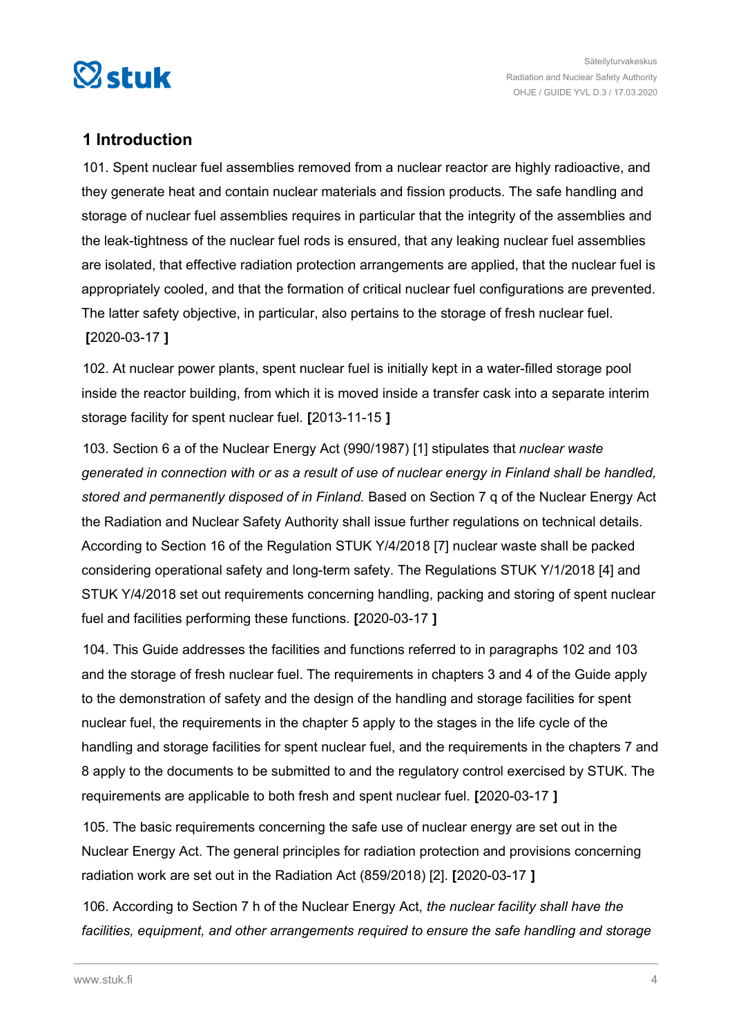## 1 Introduction

101. Spent nuclear fuel assemblies removed from a nuclear reactor are highly radioactive, and they generate heat and contain nuclear materials and fission products. The safe handling and storage of nuclear fuel assemblies requires in particular that the integrity of the assemblies and the leak-tightness of the nuclear fuel rods is ensured, that any leaking nuclear fuel assemblies are isolated, that effective radiation protection arrangements are applied, that the nuclear fuel is appropriately cooled, and that the formation of critical nuclear fuel configurations are prevented. The latter safety objective, in particular, also pertains to the storage of fresh nuclear fuel. **[**2020-03-17 **]**

102. At nuclear power plants, spent nuclear fuel is initially kept in a water-filled storage pool inside the reactor building, from which it is moved inside a transfer cask into a separate interim storage facility for spent nuclear fuel. **[**2013-11-15 **]**

103. Section 6 a of the Nuclear Energy Act (990/1987) [1] stipulates that *nuclear waste generated in connection with or as a result of use of nuclear energy in Finland shall be handled, stored and permanently disposed of in Finland.* Based on Section 7 q of the Nuclear Energy Act the Radiation and Nuclear Safety Authority shall issue further regulations on technical details. According to Section 16 of the Regulation STUK Y/4/2018 [7] nuclear waste shall be packed considering operational safety and long-term safety. The Regulations STUK Y/1/2018 [4] and STUK Y/4/2018 set out requirements concerning handling, packing and storing of spent nuclear fuel and facilities performing these functions. **[**2020-03-17 **]**

104. This Guide addresses the facilities and functions referred to in paragraphs 102 and 103 and the storage of fresh nuclear fuel. The requirements in chapters 3 and 4 of the Guide apply to the demonstration of safety and the design of the handling and storage facilities for spent nuclear fuel, the requirements in the chapter 5 apply to the stages in the life cycle of the handling and storage facilities for spent nuclear fuel, and the requirements in the chapters 7 and 8 apply to the documents to be submitted to and the regulatory control exercised by STUK. The requirements are applicable to both fresh and spent nuclear fuel. **[**2020-03-17 **]**

105. The basic requirements concerning the safe use of nuclear energy are set out in the Nuclear Energy Act. The general principles for radiation protection and provisions concerning radiation work are set out in the Radiation Act (859/2018) [2]. **[**2020-03-17 **]**

106. According to Section 7 h of the Nuclear Energy Act, *the nuclear facility shall have the facilities, equipment, and other arrangements required to ensure the safe handling and storage*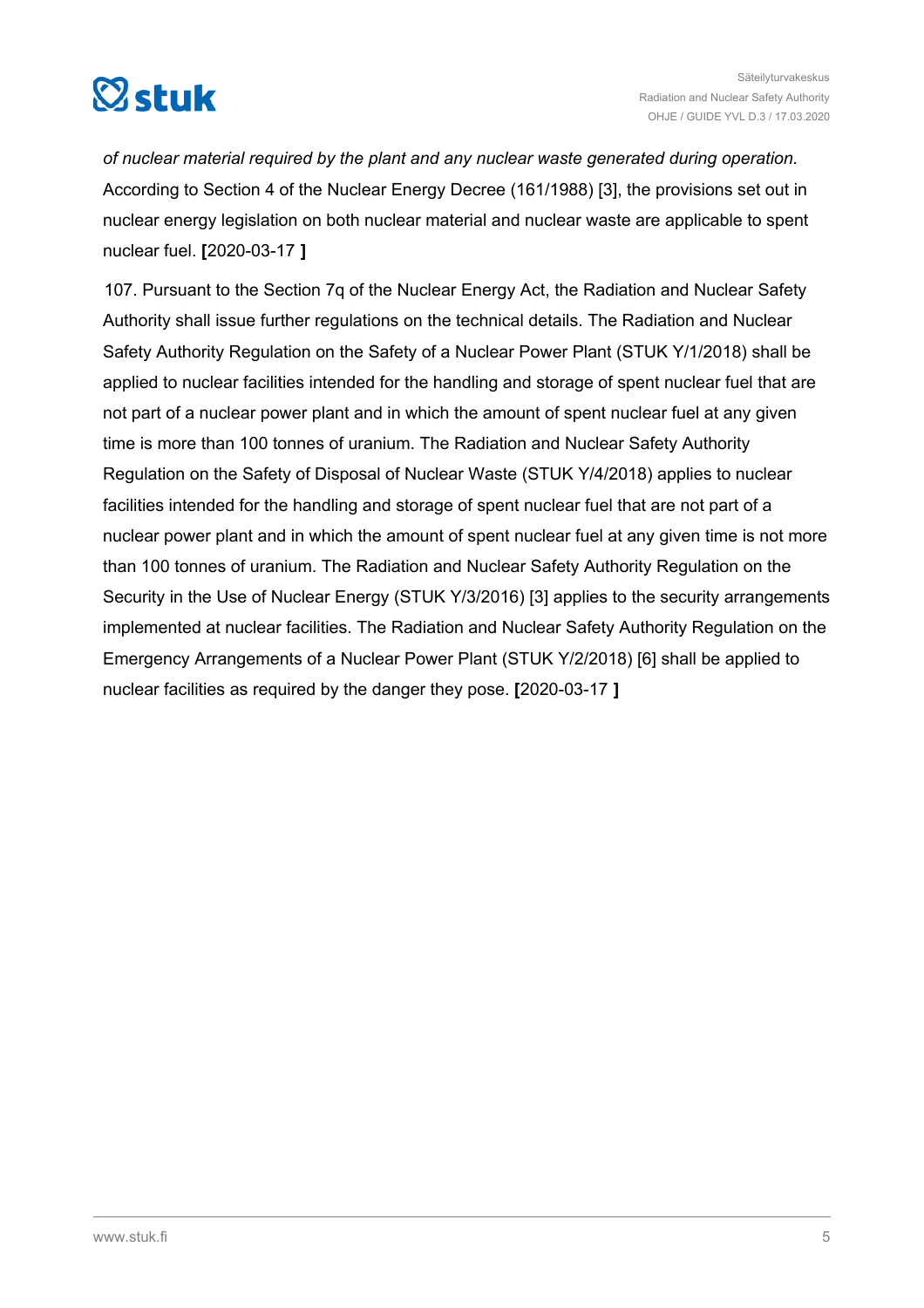*of nuclear material required by the plant and any nuclear waste generated during operation.* According to Section 4 of the Nuclear Energy Decree (161/1988) [3], the provisions set out in nuclear energy legislation on both nuclear material and nuclear waste are applicable to spent nuclear fuel. **[**2020-03-17 **]**

107. Pursuant to the Section 7q of the Nuclear Energy Act, the Radiation and Nuclear Safety Authority shall issue further regulations on the technical details. The Radiation and Nuclear Safety Authority Regulation on the Safety of a Nuclear Power Plant (STUK Y/1/2018) shall be applied to nuclear facilities intended for the handling and storage of spent nuclear fuel that are not part of a nuclear power plant and in which the amount of spent nuclear fuel at any given time is more than 100 tonnes of uranium. The Radiation and Nuclear Safety Authority Regulation on the Safety of Disposal of Nuclear Waste (STUK Y/4/2018) applies to nuclear facilities intended for the handling and storage of spent nuclear fuel that are not part of a nuclear power plant and in which the amount of spent nuclear fuel at any given time is not more than 100 tonnes of uranium. The Radiation and Nuclear Safety Authority Regulation on the Security in the Use of Nuclear Energy (STUK Y/3/2016) [3] applies to the security arrangements implemented at nuclear facilities. The Radiation and Nuclear Safety Authority Regulation on the Emergency Arrangements of a Nuclear Power Plant (STUK Y/2/2018) [6] shall be applied to nuclear facilities as required by the danger they pose. **[**2020-03-17 **]**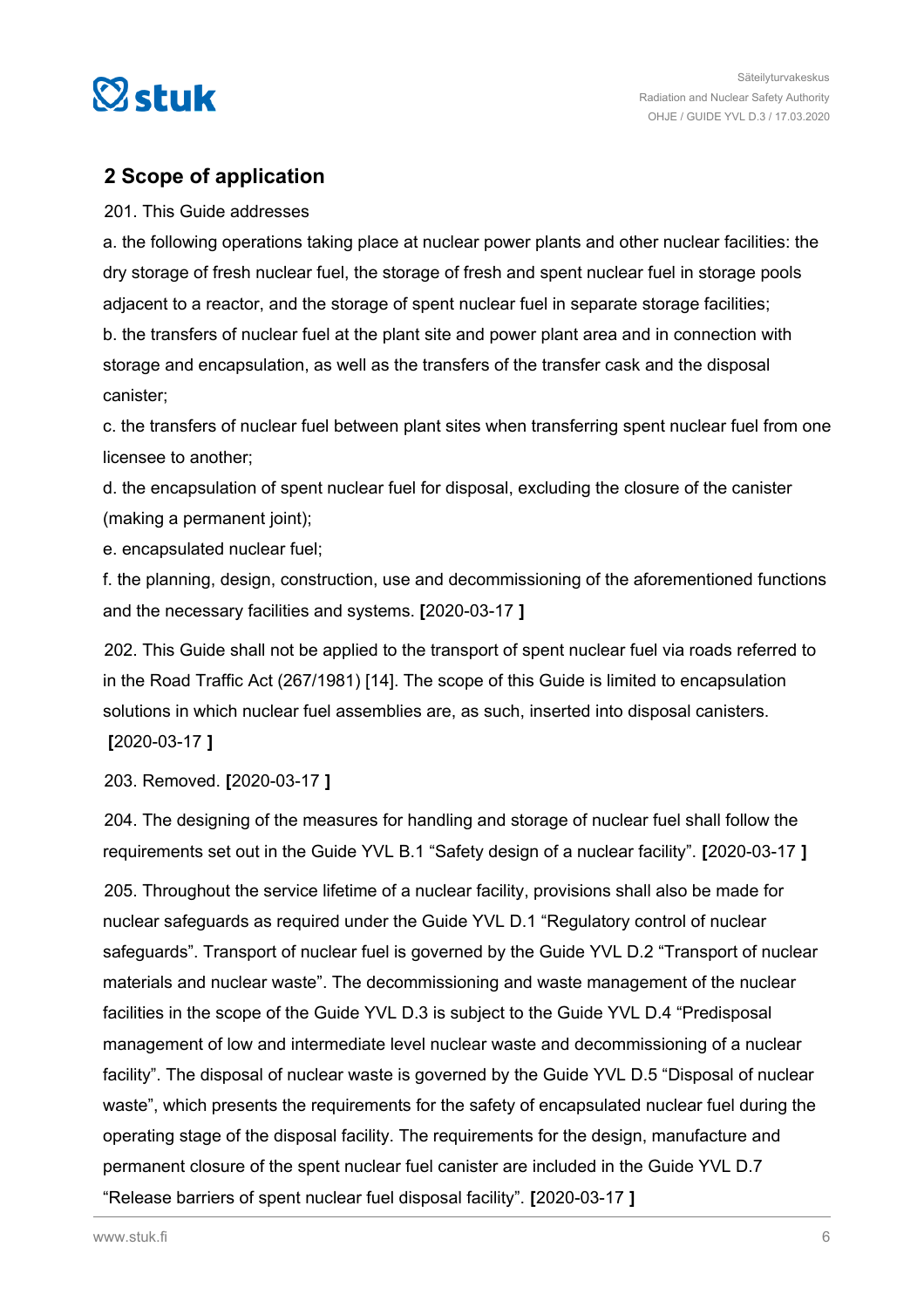## 2 Scope of application

201. This Guide addresses

a. the following operations taking place at nuclear power plants and other nuclear facilities: the dry storage of fresh nuclear fuel, the storage of fresh and spent nuclear fuel in storage pools adjacent to a reactor, and the storage of spent nuclear fuel in separate storage facilities;

b. the transfers of nuclear fuel at the plant site and power plant area and in connection with storage and encapsulation, as well as the transfers of the transfer cask and the disposal canister;

c. the transfers of nuclear fuel between plant sites when transferring spent nuclear fuel from one licensee to another;

d. the encapsulation of spent nuclear fuel for disposal, excluding the closure of the canister (making a permanent joint);

e. encapsulated nuclear fuel;

f. the planning, design, construction, use and decommissioning of the aforementioned functions and the necessary facilities and systems. **[**2020-03-17 **]**

202. This Guide shall not be applied to the transport of spent nuclear fuel via roads referred to in the Road Traffic Act (267/1981) [14]. The scope of this Guide is limited to encapsulation solutions in which nuclear fuel assemblies are, as such, inserted into disposal canisters. **[**2020-03-17 **]**

203. Removed. **[**2020-03-17 **]**

204. The designing of the measures for handling and storage of nuclear fuel shall follow the requirements set out in the Guide YVL B.1 “Safety design of a nuclear facility”. **[**2020-03-17 **]**

205. Throughout the service lifetime of a nuclear facility, provisions shall also be made for nuclear safeguards as required under the Guide YVL D.1 “Regulatory control of nuclear safeguards”. Transport of nuclear fuel is governed by the Guide YVL D.2 “Transport of nuclear materials and nuclear waste”. The decommissioning and waste management of the nuclear facilities in the scope of the Guide YVL D.3 is subject to the Guide YVL D.4 “Predisposal management of low and intermediate level nuclear waste and decommissioning of a nuclear facility”. The disposal of nuclear waste is governed by the Guide YVL D.5 “Disposal of nuclear waste”, which presents the requirements for the safety of encapsulated nuclear fuel during the operating stage of the disposal facility. The requirements for the design, manufacture and permanent closure of the spent nuclear fuel canister are included in the Guide YVL D.7 “Release barriers of spent nuclear fuel disposal facility”. **[**2020-03-17 **]**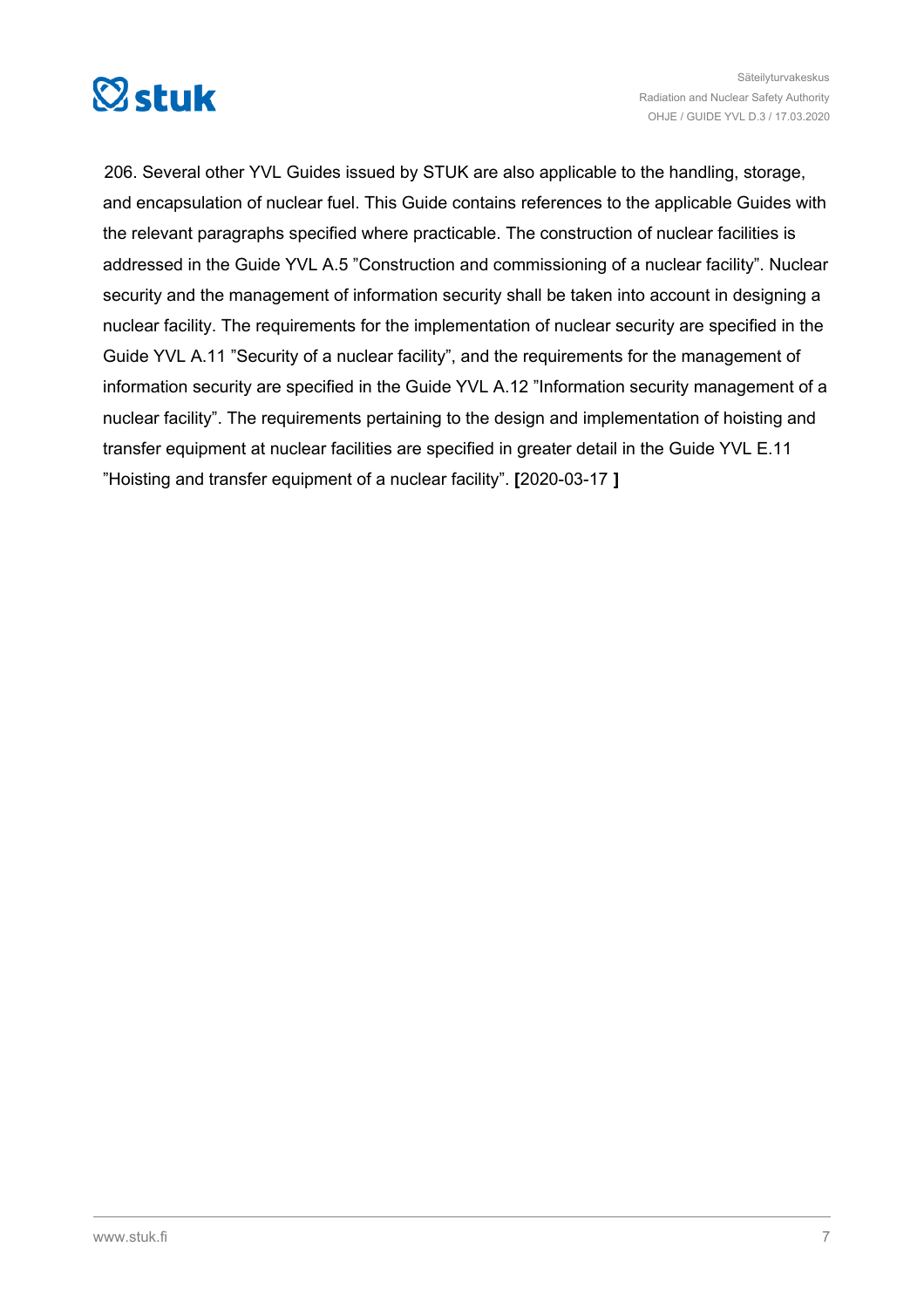206. Several other YVL Guides issued by STUK are also applicable to the handling, storage, and encapsulation of nuclear fuel. This Guide contains references to the applicable Guides with the relevant paragraphs specified where practicable. The construction of nuclear facilities is addressed in the Guide YVL A.5 ”Construction and commissioning of a nuclear facility”. Nuclear security and the management of information security shall be taken into account in designing a nuclear facility. The requirements for the implementation of nuclear security are specified in the Guide YVL A.11 ”Security of a nuclear facility”, and the requirements for the management of information security are specified in the Guide YVL A.12 ”Information security management of a nuclear facility”. The requirements pertaining to the design and implementation of hoisting and transfer equipment at nuclear facilities are specified in greater detail in the Guide YVL E.11 ”Hoisting and transfer equipment of a nuclear facility”. **[**2020-03-17 **]**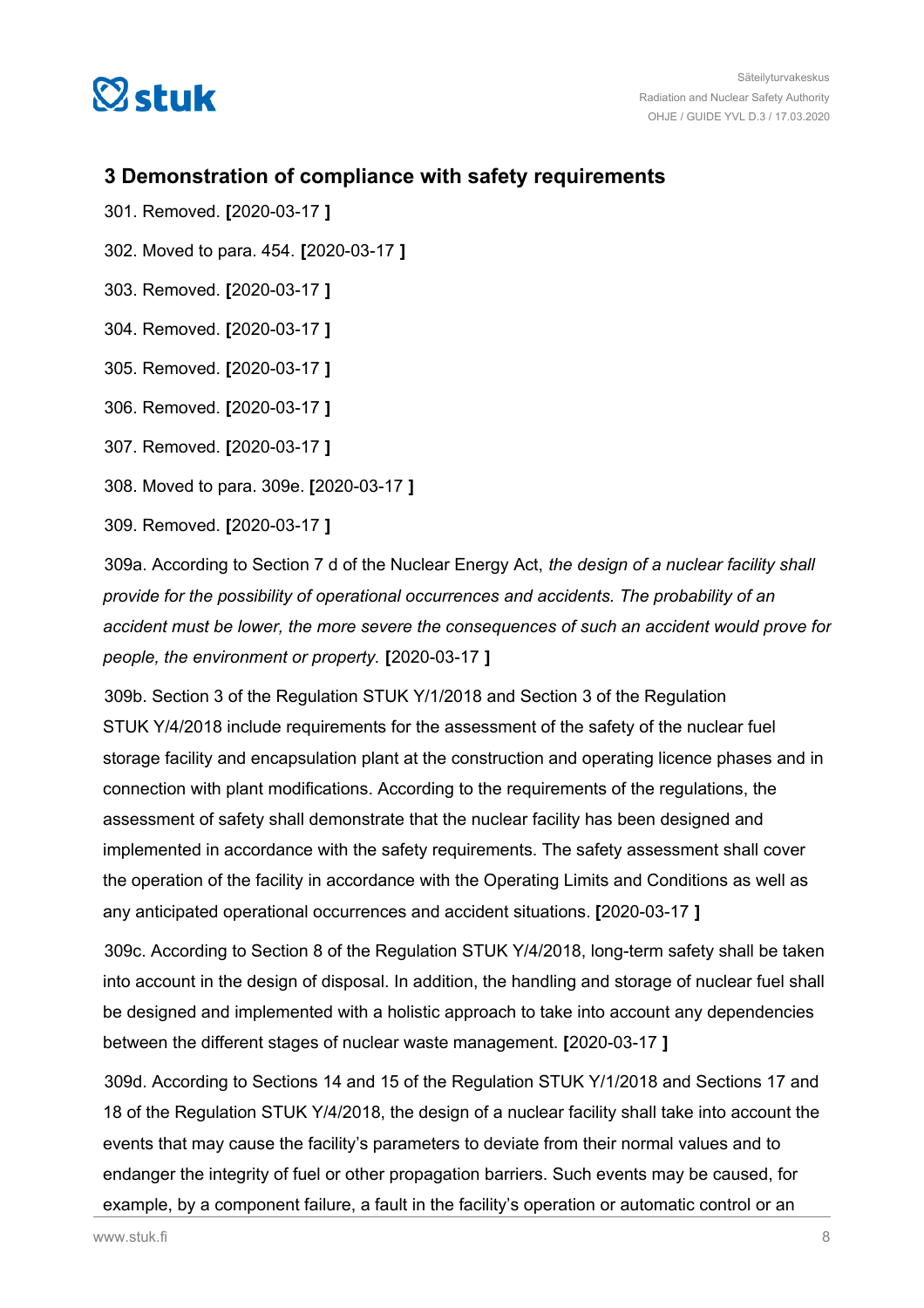## 3 Demonstration of compliance with safety requirements

301. Removed. **[**2020-03-17 **]**

302. Moved to para. 454. **[**2020-03-17 **]**

303. Removed. **[**2020-03-17 **]**

304. Removed. **[**2020-03-17 **]**

305. Removed. **[**2020-03-17 **]**

306. Removed. **[**2020-03-17 **]**

307. Removed. **[**2020-03-17 **]**

308. Moved to para. 309e. **[**2020-03-17 **]**

309. Removed. **[**2020-03-17 **]**

309a. According to Section 7 d of the Nuclear Energy Act, *the design of a nuclear facility shall provide for the possibility of operational occurrences and accidents. The probability of an accident must be lower, the more severe the consequences of such an accident would prove for people, the environment or property.* **[**2020-03-17 **]**

309b. Section 3 of the Regulation STUK Y/1/2018 and Section 3 of the Regulation STUK Y/4/2018 include requirements for the assessment of the safety of the nuclear fuel storage facility and encapsulation plant at the construction and operating licence phases and in connection with plant modifications. According to the requirements of the regulations, the assessment of safety shall demonstrate that the nuclear facility has been designed and implemented in accordance with the safety requirements. The safety assessment shall cover the operation of the facility in accordance with the Operating Limits and Conditions as well as any anticipated operational occurrences and accident situations. **[**2020-03-17 **]**

309c. According to Section 8 of the Regulation STUK Y/4/2018, long-term safety shall be taken into account in the design of disposal. In addition, the handling and storage of nuclear fuel shall be designed and implemented with a holistic approach to take into account any dependencies between the different stages of nuclear waste management. **[**2020-03-17 **]**

309d. According to Sections 14 and 15 of the Regulation STUK Y/1/2018 and Sections 17 and 18 of the Regulation STUK Y/4/2018, the design of a nuclear facility shall take into account the events that may cause the facility's parameters to deviate from their normal values and to endanger the integrity of fuel or other propagation barriers. Such events may be caused, for example, by a component failure, a fault in the facility's operation or automatic control or an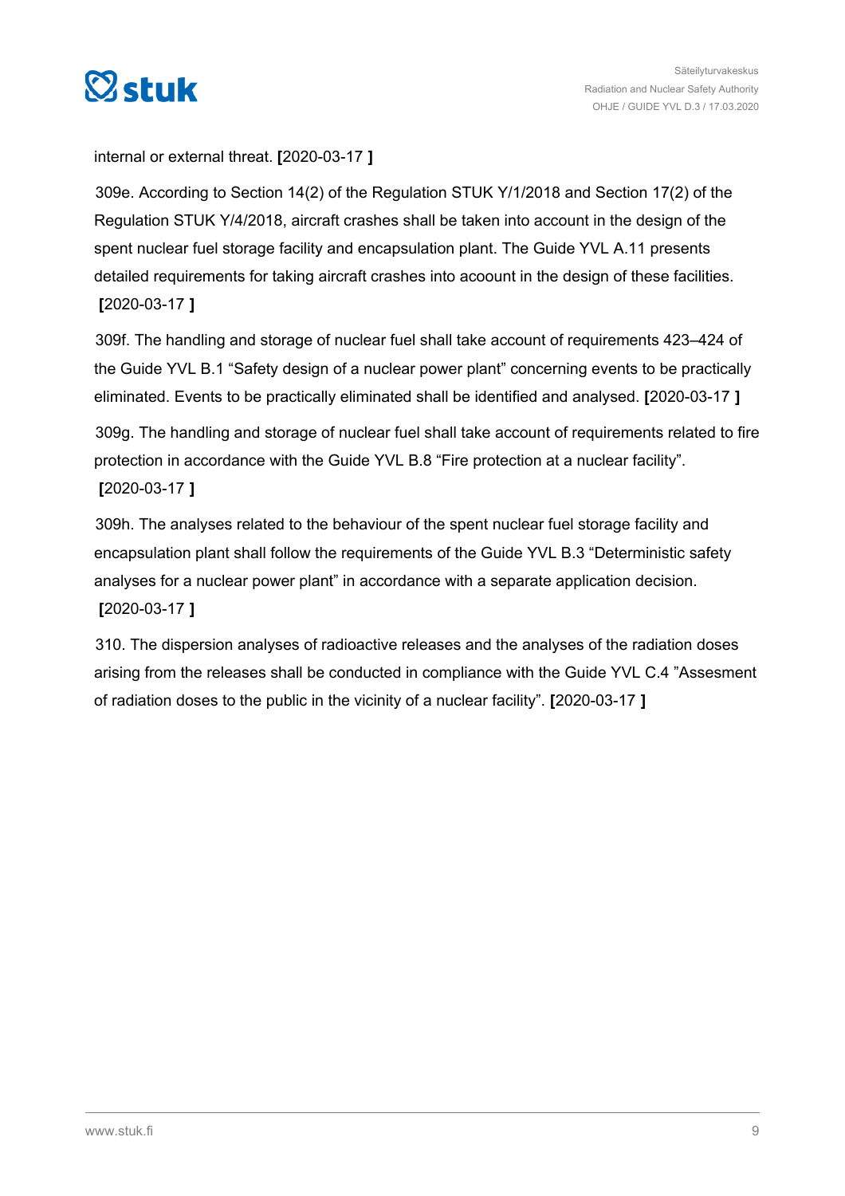internal or external threat. **[**2020-03-17 **]**

309e. According to Section 14(2) of the Regulation STUK Y/1/2018 and Section 17(2) of the Regulation STUK Y/4/2018, aircraft crashes shall be taken into account in the design of the spent nuclear fuel storage facility and encapsulation plant. The Guide YVL A.11 presents detailed requirements for taking aircraft crashes into acoount in the design of these facilities. **[**2020-03-17 **]**

309f. The handling and storage of nuclear fuel shall take account of requirements 423–424 of the Guide YVL B.1 "Safety design of a nuclear power plant" concerning events to be practically eliminated. Events to be practically eliminated shall be identified and analysed. **[**2020-03-17 **]**

309g. The handling and storage of nuclear fuel shall take account of requirements related to fire protection in accordance with the Guide YVL B.8 "Fire protection at a nuclear facility". **[**2020-03-17 **]**

309h. The analyses related to the behaviour of the spent nuclear fuel storage facility and encapsulation plant shall follow the requirements of the Guide YVL B.3 "Deterministic safety analyses for a nuclear power plant" in accordance with a separate application decision. **[**2020-03-17 **]**

310. The dispersion analyses of radioactive releases and the analyses of the radiation doses arising from the releases shall be conducted in compliance with the Guide YVL C.4 "Assesment of radiation doses to the public in the vicinity of a nuclear facility". **[**2020-03-17 **]**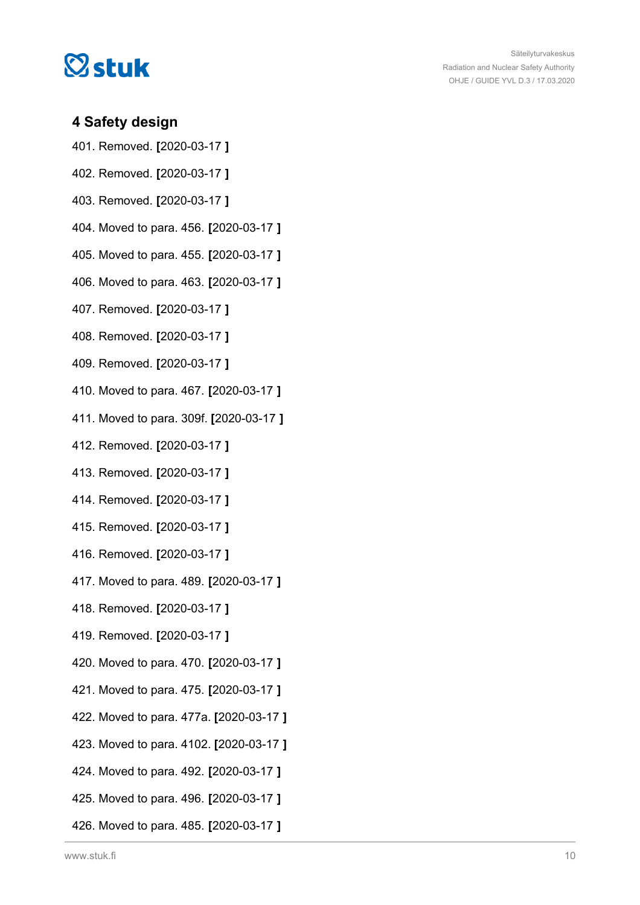## 4 Safety design

401. Removed. **[**2020-03-17 **]**

402. Removed. **[**2020-03-17 **]**

403. Removed. **[**2020-03-17 **]**

404. Moved to para. 456. **[**2020-03-17 **]**

405. Moved to para. 455. **[**2020-03-17 **]**

406. Moved to para. 463. **[**2020-03-17 **]**

407. Removed. **[**2020-03-17 **]**

408. Removed. **[**2020-03-17 **]**

409. Removed. **[**2020-03-17 **]**

410. Moved to para. 467. **[**2020-03-17 **]**

411. Moved to para. 309f. **[**2020-03-17 **]**

412. Removed. **[**2020-03-17 **]**

413. Removed. **[**2020-03-17 **]**

414. Removed. **[**2020-03-17 **]**

415. Removed. **[**2020-03-17 **]**

416. Removed. **[**2020-03-17 **]**

417. Moved to para. 489. **[**2020-03-17 **]**

418. Removed. **[**2020-03-17 **]**

419. Removed. **[**2020-03-17 **]**

420. Moved to para. 470. **[**2020-03-17 **]**

421. Moved to para. 475. **[**2020-03-17 **]**

422. Moved to para. 477a. **[**2020-03-17 **]**

423. Moved to para. 4102. **[**2020-03-17 **]**

424. Moved to para. 492. **[**2020-03-17 **]**

425. Moved to para. 496. **[**2020-03-17 **]**

426. Moved to para. 485. **[**2020-03-17 **]**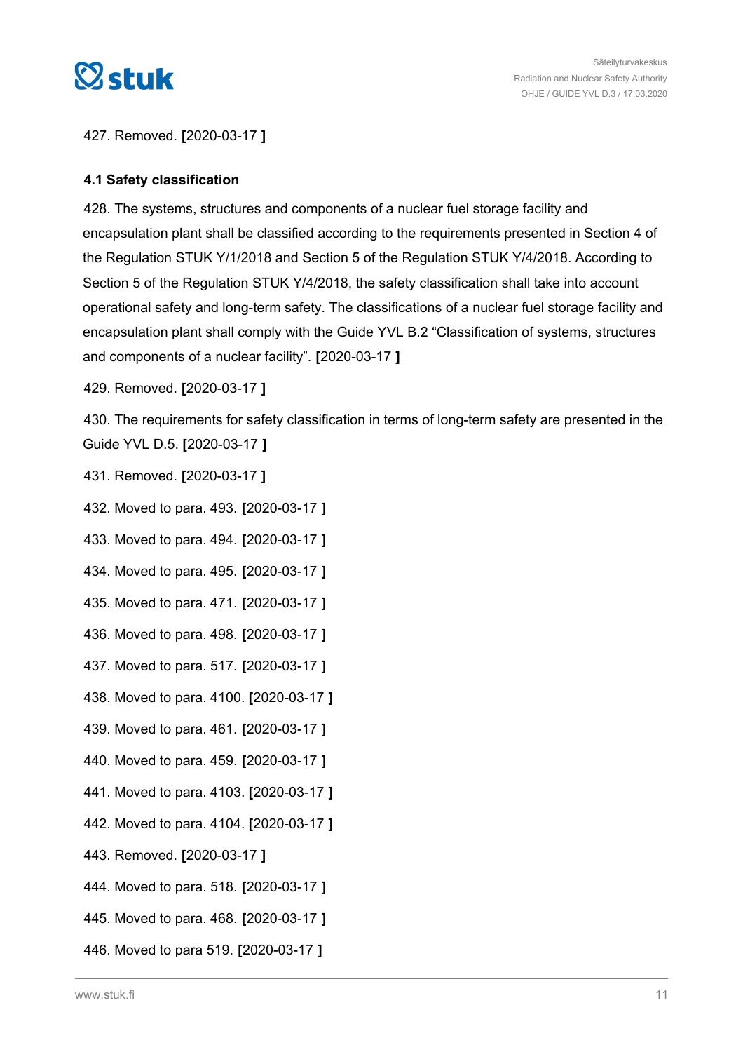427. Removed. **[**2020-03-17 **]**

### 4.1 Safety classification

428. The systems, structures and components of a nuclear fuel storage facility and encapsulation plant shall be classified according to the requirements presented in Section 4 of the Regulation STUK Y/1/2018 and Section 5 of the Regulation STUK Y/4/2018. According to Section 5 of the Regulation STUK Y/4/2018, the safety classification shall take into account operational safety and long-term safety. The classifications of a nuclear fuel storage facility and encapsulation plant shall comply with the Guide YVL B.2 "Classification of systems, structures and components of a nuclear facility". **[**2020-03-17 **]**

429. Removed. **[**2020-03-17 **]**

430. The requirements for safety classification in terms of long-term safety are presented in the Guide YVL D.5. **[**2020-03-17 **]**

431. Removed. **[**2020-03-17 **]**

432. Moved to para. 493. **[**2020-03-17 **]**

433. Moved to para. 494. **[**2020-03-17 **]**

434. Moved to para. 495. **[**2020-03-17 **]**

435. Moved to para. 471. **[**2020-03-17 **]**

436. Moved to para. 498. **[**2020-03-17 **]**

437. Moved to para. 517. **[**2020-03-17 **]**

438. Moved to para. 4100. **[**2020-03-17 **]**

439. Moved to para. 461. **[**2020-03-17 **]**

440. Moved to para. 459. **[**2020-03-17 **]**

441. Moved to para. 4103. **[**2020-03-17 **]**

442. Moved to para. 4104. **[**2020-03-17 **]**

443. Removed. **[**2020-03-17 **]**

444. Moved to para. 518. **[**2020-03-17 **]**

445. Moved to para. 468. **[**2020-03-17 **]**

446. Moved to para 519. **[**2020-03-17 **]**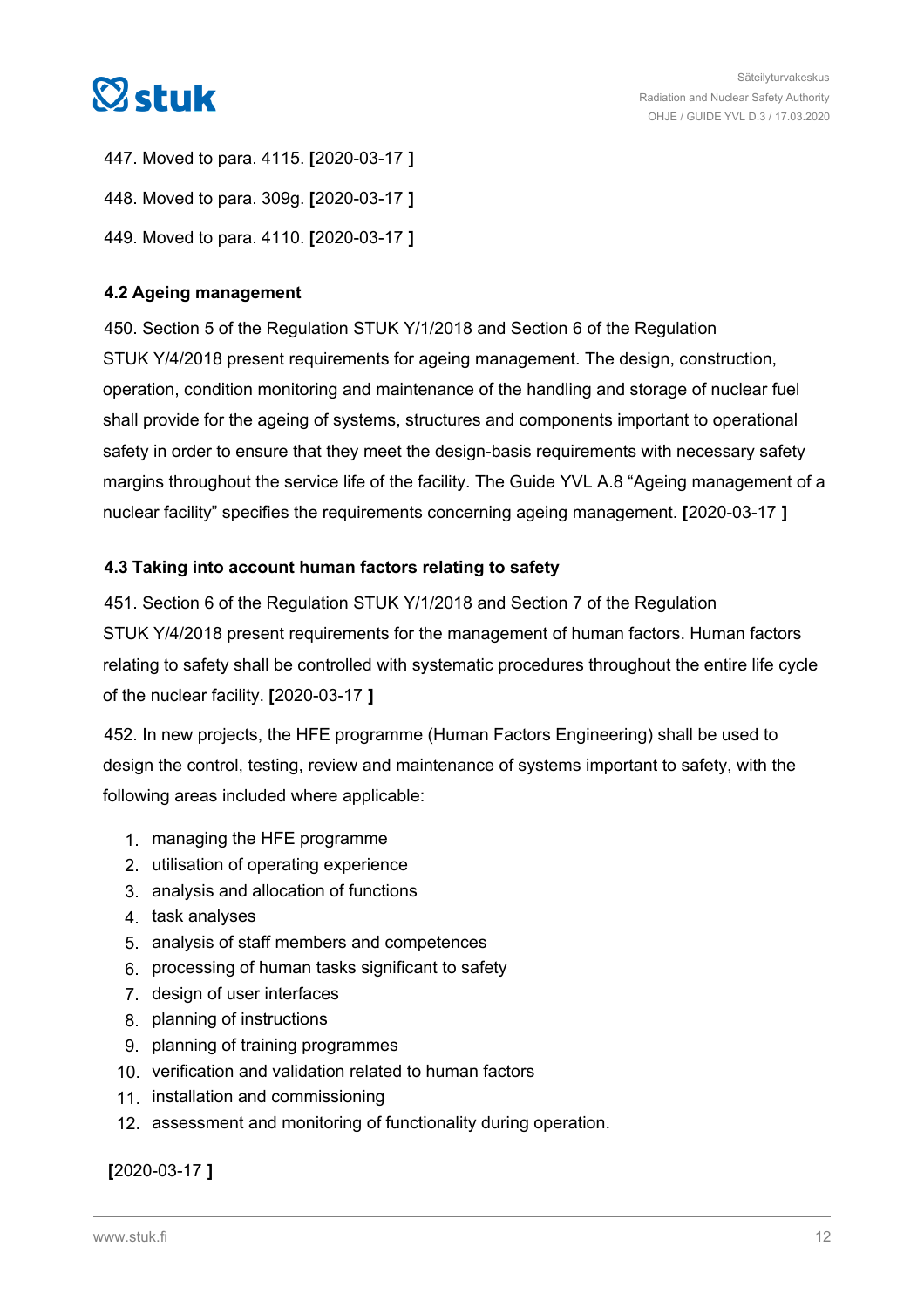447. Moved to para. 4115. **[**2020-03-17 **]**

448. Moved to para. 309g. **[**2020-03-17 **]**

449. Moved to para. 4110. **[**2020-03-17 **]**

### 4.2 Ageing management

450. Section 5 of the Regulation STUK Y/1/2018 and Section 6 of the Regulation STUK Y/4/2018 present requirements for ageing management. The design, construction, operation, condition monitoring and maintenance of the handling and storage of nuclear fuel shall provide for the ageing of systems, structures and components important to operational safety in order to ensure that they meet the design-basis requirements with necessary safety margins throughout the service life of the facility. The Guide YVL A.8 "Ageing management of a nuclear facility" specifies the requirements concerning ageing management. **[**2020-03-17 **]**

### 4.3 Taking into account human factors relating to safety

451. Section 6 of the Regulation STUK Y/1/2018 and Section 7 of the Regulation STUK Y/4/2018 present requirements for the management of human factors. Human factors relating to safety shall be controlled with systematic procedures throughout the entire life cycle of the nuclear facility. **[**2020-03-17 **]**

452. In new projects, the HFE programme (Human Factors Engineering) shall be used to design the control, testing, review and maintenance of systems important to safety, with the following areas included where applicable:

1. managing the HFE programme
2. utilisation of operating experience
3. analysis and allocation of functions
4. task analyses
5. analysis of staff members and competences
6. processing of human tasks significant to safety
7. design of user interfaces
8. planning of instructions
9. planning of training programmes
10. verification and validation related to human factors
11. installation and commissioning
12. assessment and monitoring of functionality during operation.

**[**2020-03-17 **]**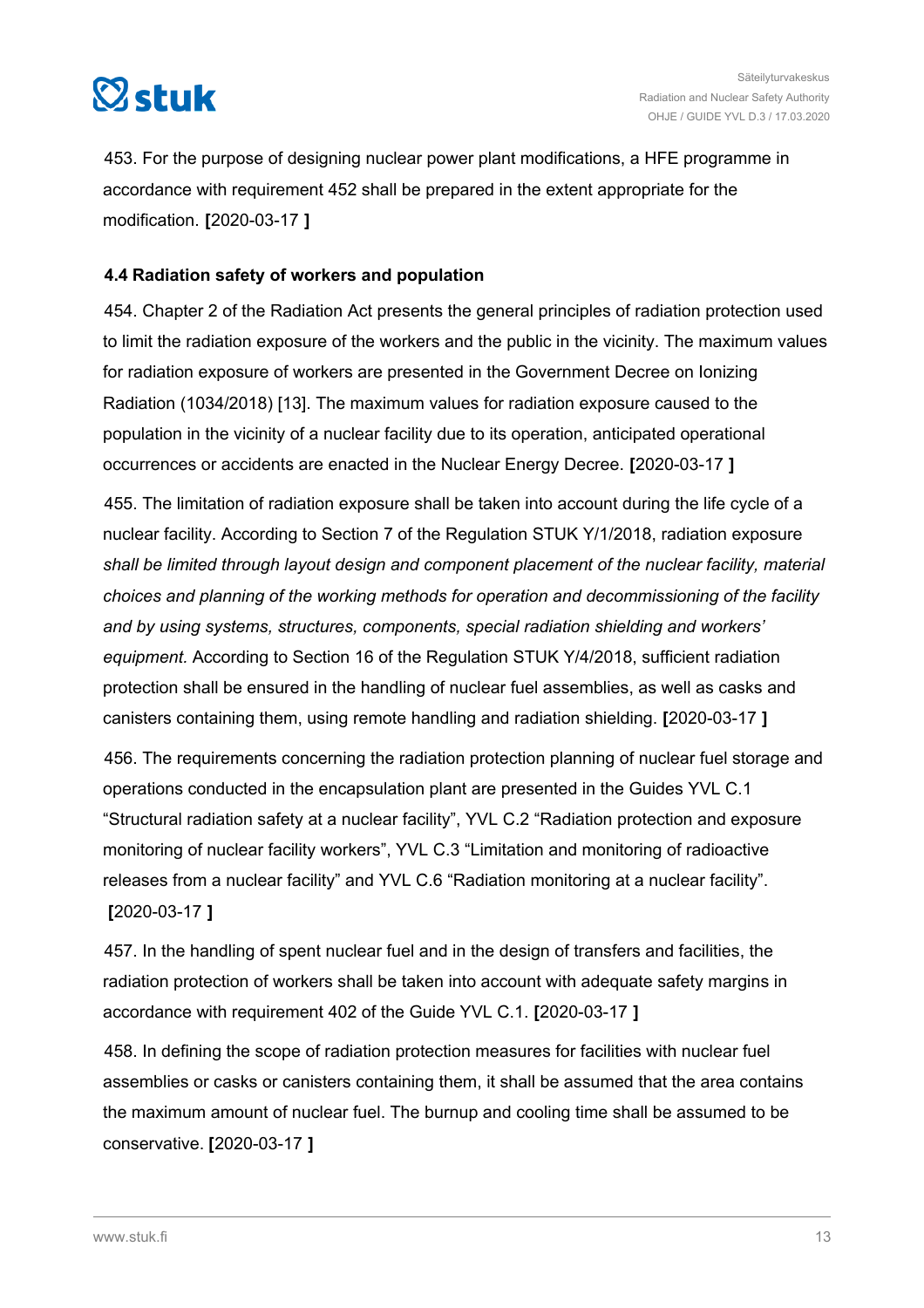453. For the purpose of designing nuclear power plant modifications, a HFE programme in accordance with requirement 452 shall be prepared in the extent appropriate for the modification. **[**2020-03-17 **]**

### 4.4 Radiation safety of workers and population

454. Chapter 2 of the Radiation Act presents the general principles of radiation protection used to limit the radiation exposure of the workers and the public in the vicinity. The maximum values for radiation exposure of workers are presented in the Government Decree on Ionizing Radiation (1034/2018) [13]. The maximum values for radiation exposure caused to the population in the vicinity of a nuclear facility due to its operation, anticipated operational occurrences or accidents are enacted in the Nuclear Energy Decree. **[**2020-03-17 **]**

455. The limitation of radiation exposure shall be taken into account during the life cycle of a nuclear facility. According to Section 7 of the Regulation STUK Y/1/2018, radiation exposure *shall be limited through layout design and component placement of the nuclear facility, material choices and planning of the working methods for operation and decommissioning of the facility and by using systems, structures, components, special radiation shielding and workers' equipment.* According to Section 16 of the Regulation STUK Y/4/2018, sufficient radiation protection shall be ensured in the handling of nuclear fuel assemblies, as well as casks and canisters containing them, using remote handling and radiation shielding. **[**2020-03-17 **]**

456. The requirements concerning the radiation protection planning of nuclear fuel storage and operations conducted in the encapsulation plant are presented in the Guides YVL C.1 "Structural radiation safety at a nuclear facility", YVL C.2 "Radiation protection and exposure monitoring of nuclear facility workers", YVL C.3 "Limitation and monitoring of radioactive releases from a nuclear facility" and YVL C.6 "Radiation monitoring at a nuclear facility". **[**2020-03-17 **]**

457. In the handling of spent nuclear fuel and in the design of transfers and facilities, the radiation protection of workers shall be taken into account with adequate safety margins in accordance with requirement 402 of the Guide YVL C.1. **[**2020-03-17 **]**

458. In defining the scope of radiation protection measures for facilities with nuclear fuel assemblies or casks or canisters containing them, it shall be assumed that the area contains the maximum amount of nuclear fuel. The burnup and cooling time shall be assumed to be conservative. **[**2020-03-17 **]**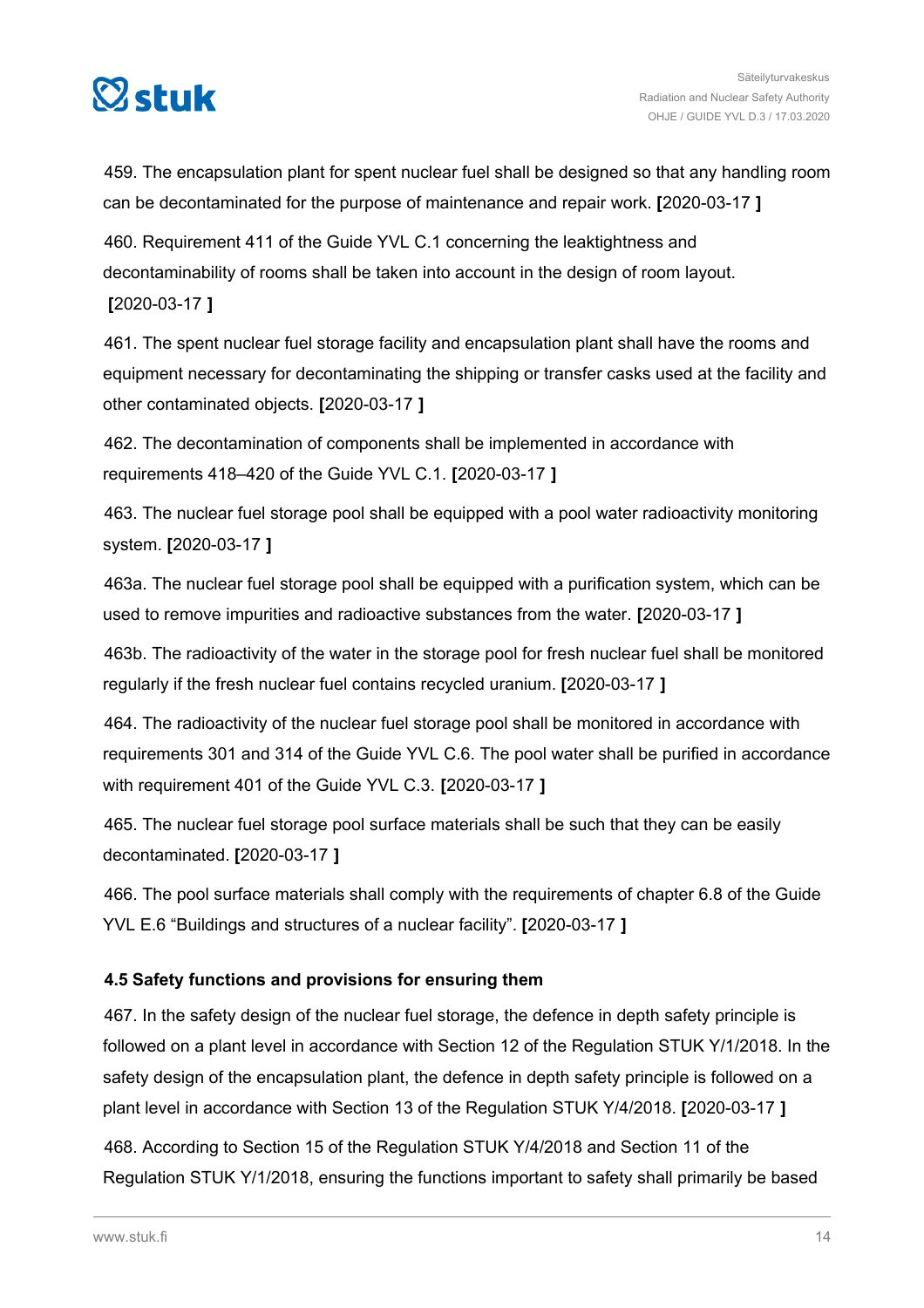459. The encapsulation plant for spent nuclear fuel shall be designed so that any handling room can be decontaminated for the purpose of maintenance and repair work. **[**2020-03-17 **]**

460. Requirement 411 of the Guide YVL C.1 concerning the leaktightness and decontaminability of rooms shall be taken into account in the design of room layout. **[**2020-03-17 **]**

461. The spent nuclear fuel storage facility and encapsulation plant shall have the rooms and equipment necessary for decontaminating the shipping or transfer casks used at the facility and other contaminated objects. **[**2020-03-17 **]**

462. The decontamination of components shall be implemented in accordance with requirements 418–420 of the Guide YVL C.1. **[**2020-03-17 **]**

463. The nuclear fuel storage pool shall be equipped with a pool water radioactivity monitoring system. **[**2020-03-17 **]**

463a. The nuclear fuel storage pool shall be equipped with a purification system, which can be used to remove impurities and radioactive substances from the water. **[**2020-03-17 **]**

463b. The radioactivity of the water in the storage pool for fresh nuclear fuel shall be monitored regularly if the fresh nuclear fuel contains recycled uranium. **[**2020-03-17 **]**

464. The radioactivity of the nuclear fuel storage pool shall be monitored in accordance with requirements 301 and 314 of the Guide YVL C.6. The pool water shall be purified in accordance with requirement 401 of the Guide YVL C.3. **[**2020-03-17 **]**

465. The nuclear fuel storage pool surface materials shall be such that they can be easily decontaminated. **[**2020-03-17 **]**

466. The pool surface materials shall comply with the requirements of chapter 6.8 of the Guide YVL E.6 "Buildings and structures of a nuclear facility". **[**2020-03-17 **]**

### 4.5 Safety functions and provisions for ensuring them

467. In the safety design of the nuclear fuel storage, the defence in depth safety principle is followed on a plant level in accordance with Section 12 of the Regulation STUK Y/1/2018. In the safety design of the encapsulation plant, the defence in depth safety principle is followed on a plant level in accordance with Section 13 of the Regulation STUK Y/4/2018. **[**2020-03-17 **]**

468. According to Section 15 of the Regulation STUK Y/4/2018 and Section 11 of the Regulation STUK Y/1/2018, ensuring the functions important to safety shall primarily be based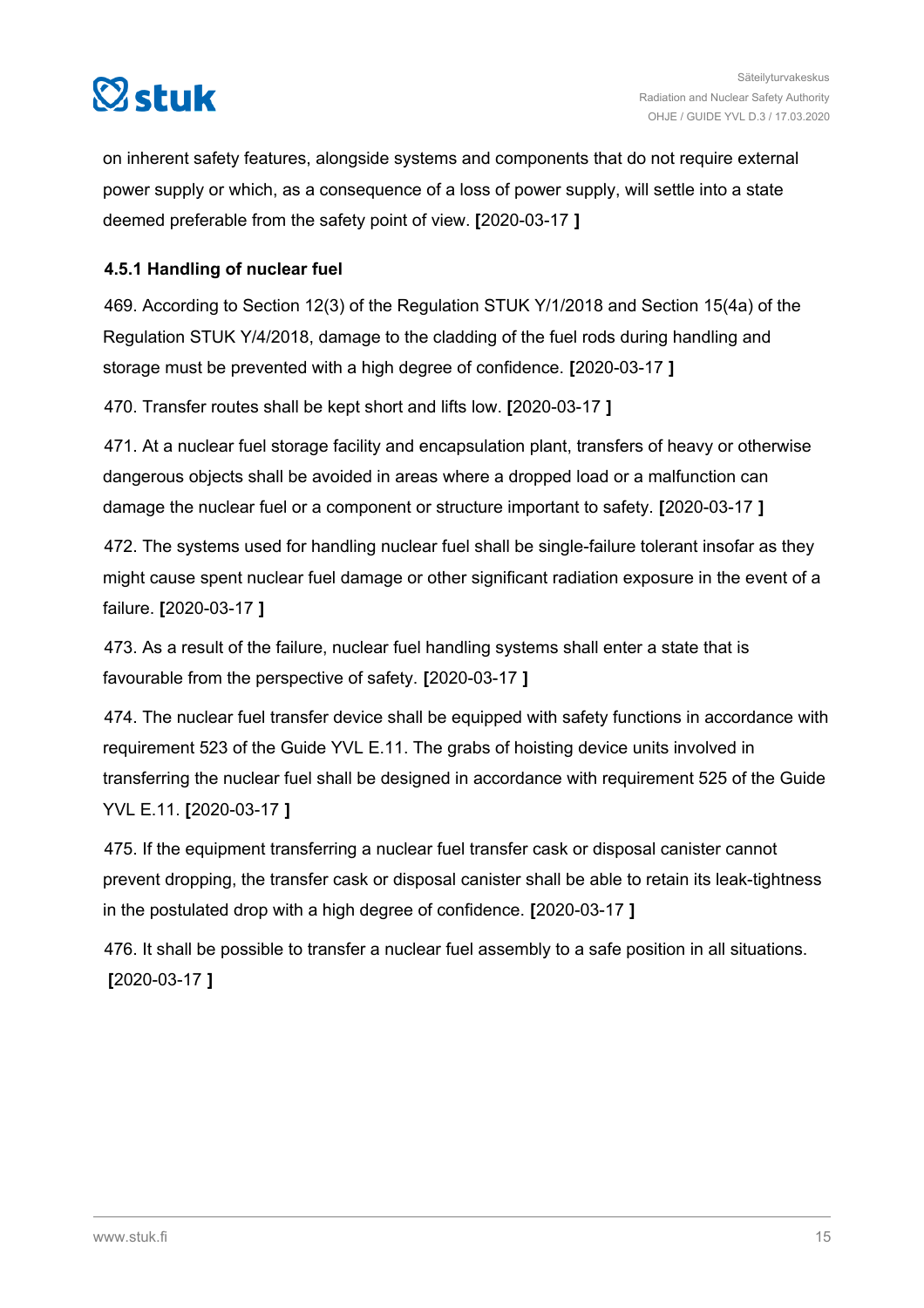on inherent safety features, alongside systems and components that do not require external power supply or which, as a consequence of a loss of power supply, will settle into a state deemed preferable from the safety point of view. **[**2020-03-17 **]**

### 4.5.1 Handling of nuclear fuel

469. According to Section 12(3) of the Regulation STUK Y/1/2018 and Section 15(4a) of the Regulation STUK Y/4/2018, damage to the cladding of the fuel rods during handling and storage must be prevented with a high degree of confidence. **[**2020-03-17 **]**

470. Transfer routes shall be kept short and lifts low. **[**2020-03-17 **]**

471. At a nuclear fuel storage facility and encapsulation plant, transfers of heavy or otherwise dangerous objects shall be avoided in areas where a dropped load or a malfunction can damage the nuclear fuel or a component or structure important to safety. **[**2020-03-17 **]**

472. The systems used for handling nuclear fuel shall be single-failure tolerant insofar as they might cause spent nuclear fuel damage or other significant radiation exposure in the event of a failure. **[**2020-03-17 **]**

473. As a result of the failure, nuclear fuel handling systems shall enter a state that is favourable from the perspective of safety. **[**2020-03-17 **]**

474. The nuclear fuel transfer device shall be equipped with safety functions in accordance with requirement 523 of the Guide YVL E.11. The grabs of hoisting device units involved in transferring the nuclear fuel shall be designed in accordance with requirement 525 of the Guide YVL E.11. **[**2020-03-17 **]**

475. If the equipment transferring a nuclear fuel transfer cask or disposal canister cannot prevent dropping, the transfer cask or disposal canister shall be able to retain its leak-tightness in the postulated drop with a high degree of confidence. **[**2020-03-17 **]**

476. It shall be possible to transfer a nuclear fuel assembly to a safe position in all situations. **[**2020-03-17 **]**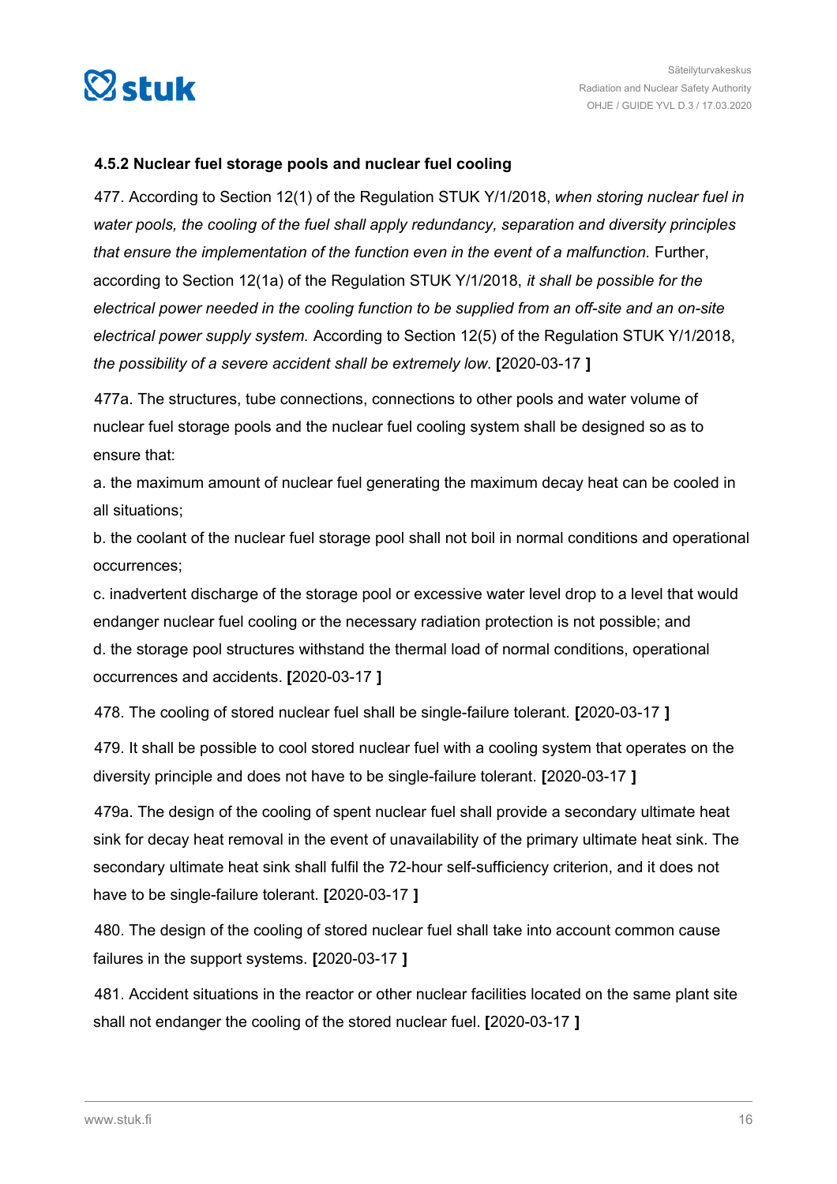#### 4.5.2 Nuclear fuel storage pools and nuclear fuel cooling

477. According to Section 12(1) of the Regulation STUK Y/1/2018, *when storing nuclear fuel in water pools, the cooling of the fuel shall apply redundancy, separation and diversity principles that ensure the implementation of the function even in the event of a malfunction.* Further, according to Section 12(1a) of the Regulation STUK Y/1/2018, *it shall be possible for the electrical power needed in the cooling function to be supplied from an off-site and an on-site electrical power supply system.* According to Section 12(5) of the Regulation STUK Y/1/2018, *the possibility of a severe accident shall be extremely low.* **[**2020-03-17 **]**

477a. The structures, tube connections, connections to other pools and water volume of nuclear fuel storage pools and the nuclear fuel cooling system shall be designed so as to ensure that:

a. the maximum amount of nuclear fuel generating the maximum decay heat can be cooled in all situations;

b. the coolant of the nuclear fuel storage pool shall not boil in normal conditions and operational occurrences;

c. inadvertent discharge of the storage pool or excessive water level drop to a level that would endanger nuclear fuel cooling or the necessary radiation protection is not possible; and

d. the storage pool structures withstand the thermal load of normal conditions, operational occurrences and accidents. **[**2020-03-17 **]**

478. The cooling of stored nuclear fuel shall be single-failure tolerant. **[**2020-03-17 **]**

479. It shall be possible to cool stored nuclear fuel with a cooling system that operates on the diversity principle and does not have to be single-failure tolerant. **[**2020-03-17 **]**

479a. The design of the cooling of spent nuclear fuel shall provide a secondary ultimate heat sink for decay heat removal in the event of unavailability of the primary ultimate heat sink. The secondary ultimate heat sink shall fulfil the 72-hour self-sufficiency criterion, and it does not have to be single-failure tolerant. **[**2020-03-17 **]**

480. The design of the cooling of stored nuclear fuel shall take into account common cause failures in the support systems. **[**2020-03-17 **]**

481. Accident situations in the reactor or other nuclear facilities located on the same plant site shall not endanger the cooling of the stored nuclear fuel. **[**2020-03-17 **]**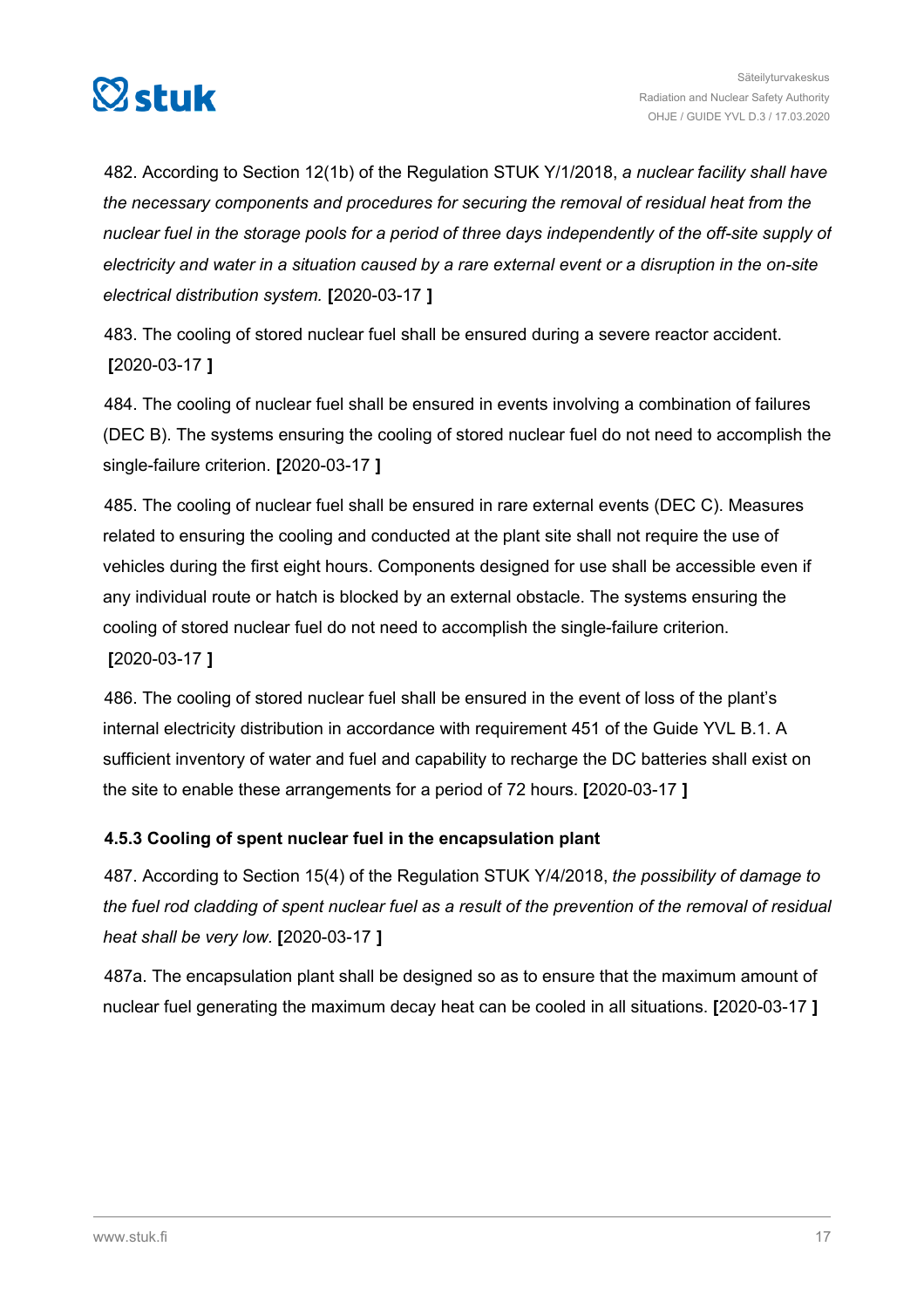482. According to Section 12(1b) of the Regulation STUK Y/1/2018, *a nuclear facility shall have the necessary components and procedures for securing the removal of residual heat from the nuclear fuel in the storage pools for a period of three days independently of the off-site supply of electricity and water in a situation caused by a rare external event or a disruption in the on-site electrical distribution system.* **[**2020-03-17 **]**

483. The cooling of stored nuclear fuel shall be ensured during a severe reactor accident. **[**2020-03-17 **]**

484. The cooling of nuclear fuel shall be ensured in events involving a combination of failures (DEC B). The systems ensuring the cooling of stored nuclear fuel do not need to accomplish the single-failure criterion. **[**2020-03-17 **]**

485. The cooling of nuclear fuel shall be ensured in rare external events (DEC C). Measures related to ensuring the cooling and conducted at the plant site shall not require the use of vehicles during the first eight hours. Components designed for use shall be accessible even if any individual route or hatch is blocked by an external obstacle. The systems ensuring the cooling of stored nuclear fuel do not need to accomplish the single-failure criterion. **[**2020-03-17 **]**

486. The cooling of stored nuclear fuel shall be ensured in the event of loss of the plant's internal electricity distribution in accordance with requirement 451 of the Guide YVL B.1. A sufficient inventory of water and fuel and capability to recharge the DC batteries shall exist on the site to enable these arrangements for a period of 72 hours. **[**2020-03-17 **]**

### 4.5.3 Cooling of spent nuclear fuel in the encapsulation plant

487. According to Section 15(4) of the Regulation STUK Y/4/2018, *the possibility of damage to the fuel rod cladding of spent nuclear fuel as a result of the prevention of the removal of residual heat shall be very low.* **[**2020-03-17 **]**

487a. The encapsulation plant shall be designed so as to ensure that the maximum amount of nuclear fuel generating the maximum decay heat can be cooled in all situations. **[**2020-03-17 **]**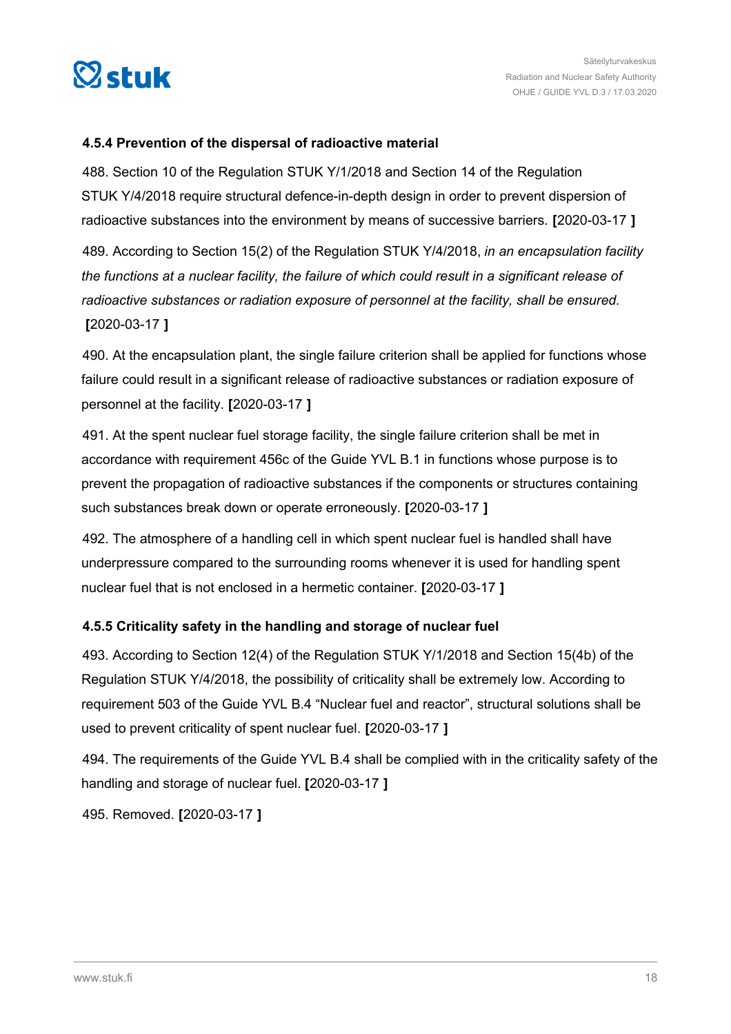### 4.5.4 Prevention of the dispersal of radioactive material

488. Section 10 of the Regulation STUK Y/1/2018 and Section 14 of the Regulation STUK Y/4/2018 require structural defence-in-depth design in order to prevent dispersion of radioactive substances into the environment by means of successive barriers. **[**2020-03-17 **]**

489. According to Section 15(2) of the Regulation STUK Y/4/2018, *in an encapsulation facility the functions at a nuclear facility, the failure of which could result in a significant release of radioactive substances or radiation exposure of personnel at the facility, shall be ensured.* **[**2020-03-17 **]**

490. At the encapsulation plant, the single failure criterion shall be applied for functions whose failure could result in a significant release of radioactive substances or radiation exposure of personnel at the facility. **[**2020-03-17 **]**

491. At the spent nuclear fuel storage facility, the single failure criterion shall be met in accordance with requirement 456c of the Guide YVL B.1 in functions whose purpose is to prevent the propagation of radioactive substances if the components or structures containing such substances break down or operate erroneously. **[**2020-03-17 **]**

492. The atmosphere of a handling cell in which spent nuclear fuel is handled shall have underpressure compared to the surrounding rooms whenever it is used for handling spent nuclear fuel that is not enclosed in a hermetic container. **[**2020-03-17 **]**

### 4.5.5 Criticality safety in the handling and storage of nuclear fuel

493. According to Section 12(4) of the Regulation STUK Y/1/2018 and Section 15(4b) of the Regulation STUK Y/4/2018, the possibility of criticality shall be extremely low. According to requirement 503 of the Guide YVL B.4 "Nuclear fuel and reactor", structural solutions shall be used to prevent criticality of spent nuclear fuel. **[**2020-03-17 **]**

494. The requirements of the Guide YVL B.4 shall be complied with in the criticality safety of the handling and storage of nuclear fuel. **[**2020-03-17 **]**

495. Removed. **[**2020-03-17 **]**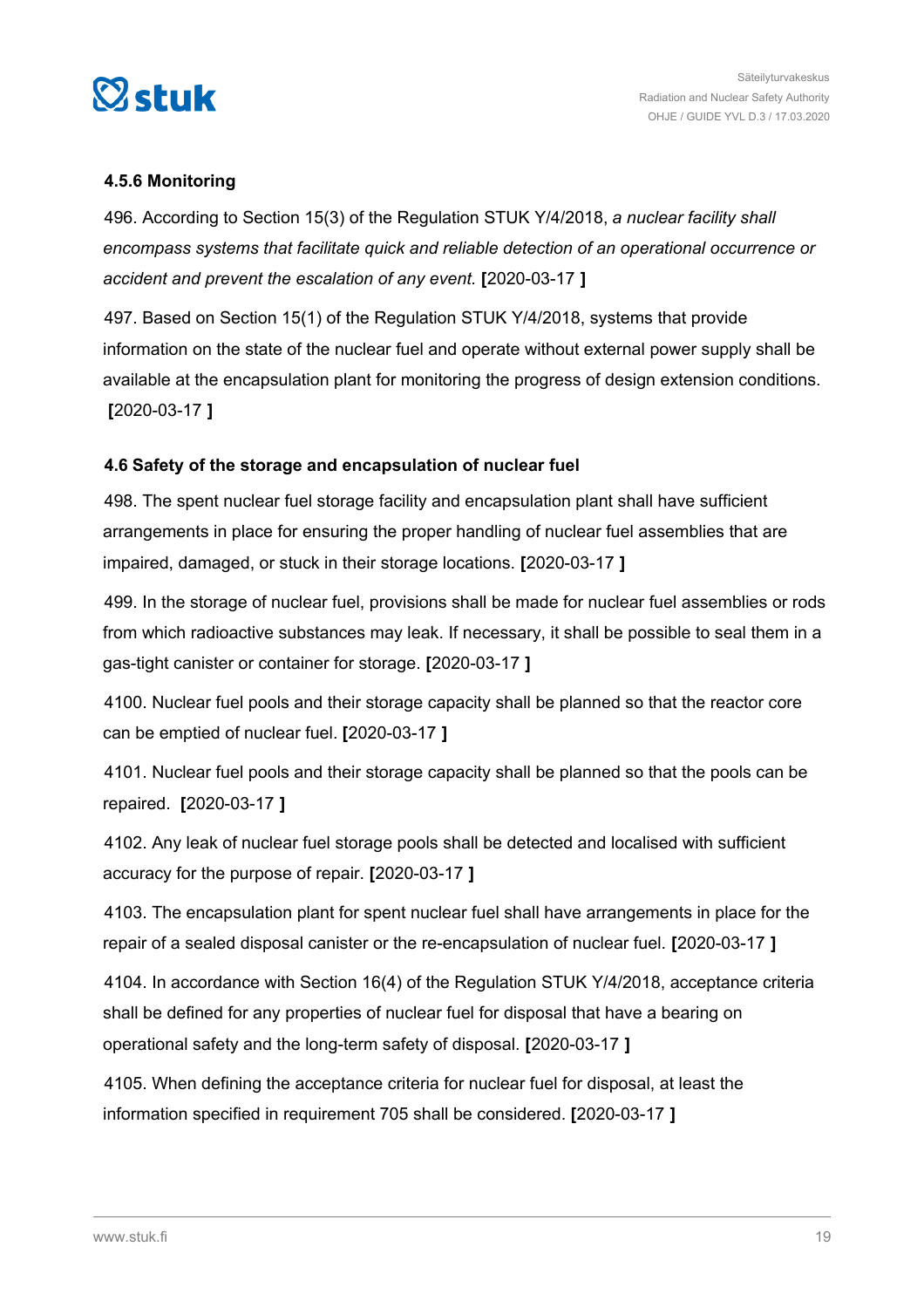### 4.5.6 Monitoring

496. According to Section 15(3) of the Regulation STUK Y/4/2018, *a nuclear facility shall encompass systems that facilitate quick and reliable detection of an operational occurrence or accident and prevent the escalation of any event.* **[**2020-03-17 **]**

497. Based on Section 15(1) of the Regulation STUK Y/4/2018, systems that provide information on the state of the nuclear fuel and operate without external power supply shall be available at the encapsulation plant for monitoring the progress of design extension conditions. **[**2020-03-17 **]**

### 4.6 Safety of the storage and encapsulation of nuclear fuel

498. The spent nuclear fuel storage facility and encapsulation plant shall have sufficient arrangements in place for ensuring the proper handling of nuclear fuel assemblies that are impaired, damaged, or stuck in their storage locations. **[**2020-03-17 **]**

499. In the storage of nuclear fuel, provisions shall be made for nuclear fuel assemblies or rods from which radioactive substances may leak. If necessary, it shall be possible to seal them in a gas-tight canister or container for storage. **[**2020-03-17 **]**

4100. Nuclear fuel pools and their storage capacity shall be planned so that the reactor core can be emptied of nuclear fuel. **[**2020-03-17 **]**

4101. Nuclear fuel pools and their storage capacity shall be planned so that the pools can be repaired. **[**2020-03-17 **]**

4102. Any leak of nuclear fuel storage pools shall be detected and localised with sufficient accuracy for the purpose of repair. **[**2020-03-17 **]**

4103. The encapsulation plant for spent nuclear fuel shall have arrangements in place for the repair of a sealed disposal canister or the re-encapsulation of nuclear fuel. **[**2020-03-17 **]**

4104. In accordance with Section 16(4) of the Regulation STUK Y/4/2018, acceptance criteria shall be defined for any properties of nuclear fuel for disposal that have a bearing on operational safety and the long-term safety of disposal. **[**2020-03-17 **]**

4105. When defining the acceptance criteria for nuclear fuel for disposal, at least the information specified in requirement 705 shall be considered. **[**2020-03-17 **]**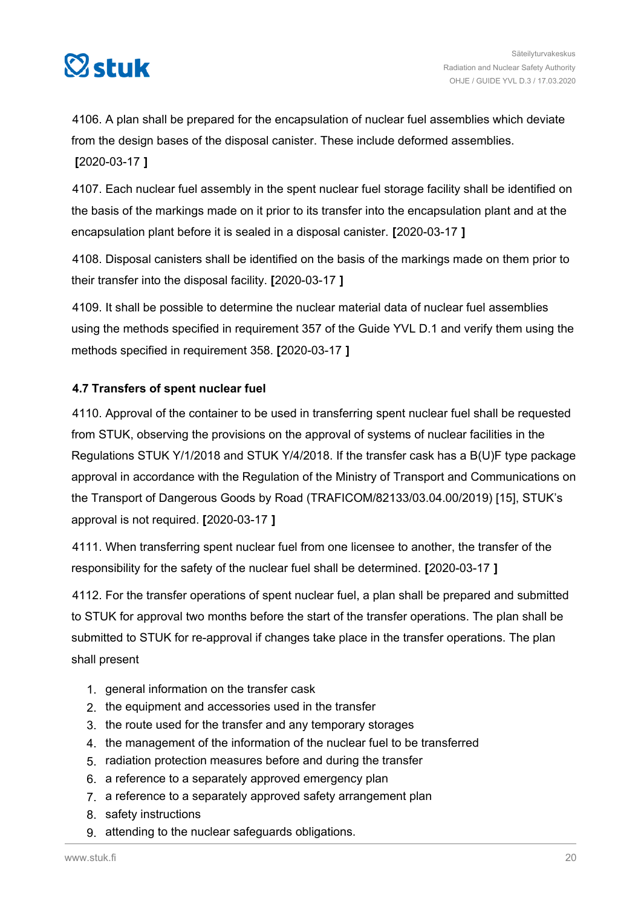4106. A plan shall be prepared for the encapsulation of nuclear fuel assemblies which deviate from the design bases of the disposal canister. These include deformed assemblies. **[**2020-03-17 **]**

4107. Each nuclear fuel assembly in the spent nuclear fuel storage facility shall be identified on the basis of the markings made on it prior to its transfer into the encapsulation plant and at the encapsulation plant before it is sealed in a disposal canister. **[**2020-03-17 **]**

4108. Disposal canisters shall be identified on the basis of the markings made on them prior to their transfer into the disposal facility. **[**2020-03-17 **]**

4109. It shall be possible to determine the nuclear material data of nuclear fuel assemblies using the methods specified in requirement 357 of the Guide YVL D.1 and verify them using the methods specified in requirement 358. **[**2020-03-17 **]**

### 4.7 Transfers of spent nuclear fuel

4110. Approval of the container to be used in transferring spent nuclear fuel shall be requested from STUK, observing the provisions on the approval of systems of nuclear facilities in the Regulations STUK Y/1/2018 and STUK Y/4/2018. If the transfer cask has a B(U)F type package approval in accordance with the Regulation of the Ministry of Transport and Communications on the Transport of Dangerous Goods by Road (TRAFICOM/82133/03.04.00/2019) [15], STUK's approval is not required. **[**2020-03-17 **]**

4111. When transferring spent nuclear fuel from one licensee to another, the transfer of the responsibility for the safety of the nuclear fuel shall be determined. **[**2020-03-17 **]**

4112. For the transfer operations of spent nuclear fuel, a plan shall be prepared and submitted to STUK for approval two months before the start of the transfer operations. The plan shall be submitted to STUK for re-approval if changes take place in the transfer operations. The plan shall present

1. general information on the transfer cask
2. the equipment and accessories used in the transfer
3. the route used for the transfer and any temporary storages
4. the management of the information of the nuclear fuel to be transferred
5. radiation protection measures before and during the transfer
6. a reference to a separately approved emergency plan
7. a reference to a separately approved safety arrangement plan
8. safety instructions
9. attending to the nuclear safeguards obligations.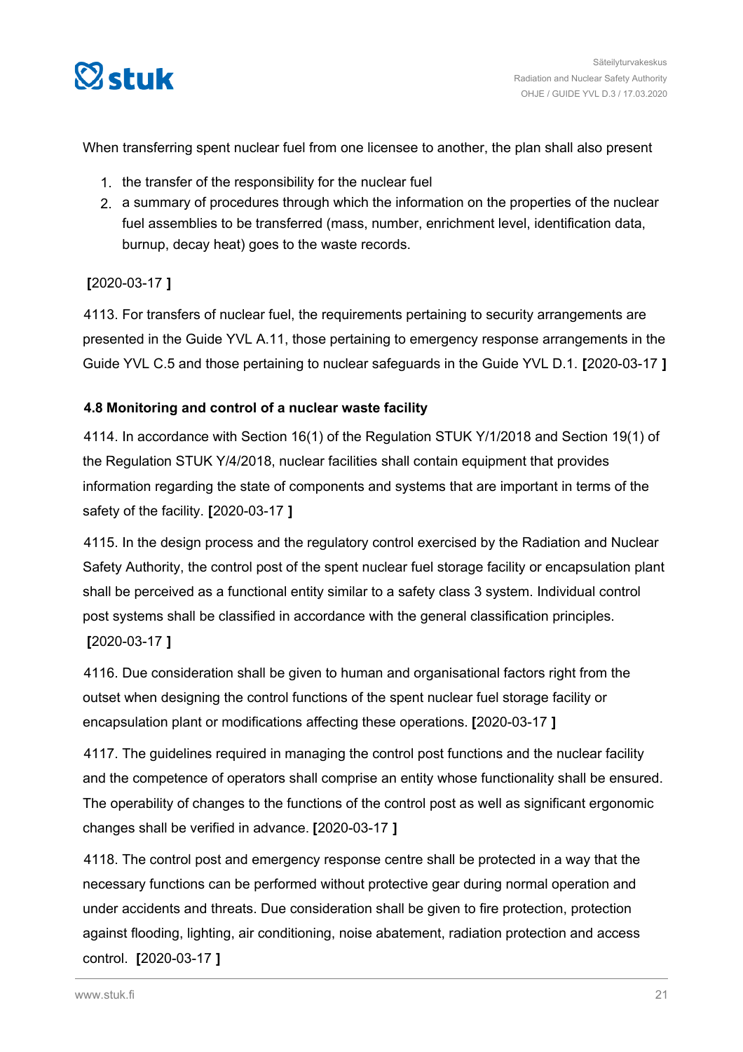When transferring spent nuclear fuel from one licensee to another, the plan shall also present

1. the transfer of the responsibility for the nuclear fuel
2. a summary of procedures through which the information on the properties of the nuclear fuel assemblies to be transferred (mass, number, enrichment level, identification data, burnup, decay heat) goes to the waste records.

**[**2020-03-17 **]**

4113. For transfers of nuclear fuel, the requirements pertaining to security arrangements are presented in the Guide YVL A.11, those pertaining to emergency response arrangements in the Guide YVL C.5 and those pertaining to nuclear safeguards in the Guide YVL D.1. **[**2020-03-17 **]**

#### 4.8 Monitoring and control of a nuclear waste facility

4114. In accordance with Section 16(1) of the Regulation STUK Y/1/2018 and Section 19(1) of the Regulation STUK Y/4/2018, nuclear facilities shall contain equipment that provides information regarding the state of components and systems that are important in terms of the safety of the facility. **[**2020-03-17 **]**

4115. In the design process and the regulatory control exercised by the Radiation and Nuclear Safety Authority, the control post of the spent nuclear fuel storage facility or encapsulation plant shall be perceived as a functional entity similar to a safety class 3 system. Individual control post systems shall be classified in accordance with the general classification principles. **[**2020-03-17 **]**

4116. Due consideration shall be given to human and organisational factors right from the outset when designing the control functions of the spent nuclear fuel storage facility or encapsulation plant or modifications affecting these operations. **[**2020-03-17 **]**

4117. The guidelines required in managing the control post functions and the nuclear facility and the competence of operators shall comprise an entity whose functionality shall be ensured. The operability of changes to the functions of the control post as well as significant ergonomic changes shall be verified in advance. **[**2020-03-17 **]**

4118. The control post and emergency response centre shall be protected in a way that the necessary functions can be performed without protective gear during normal operation and under accidents and threats. Due consideration shall be given to fire protection, protection against flooding, lighting, air conditioning, noise abatement, radiation protection and access control. **[**2020-03-17 **]**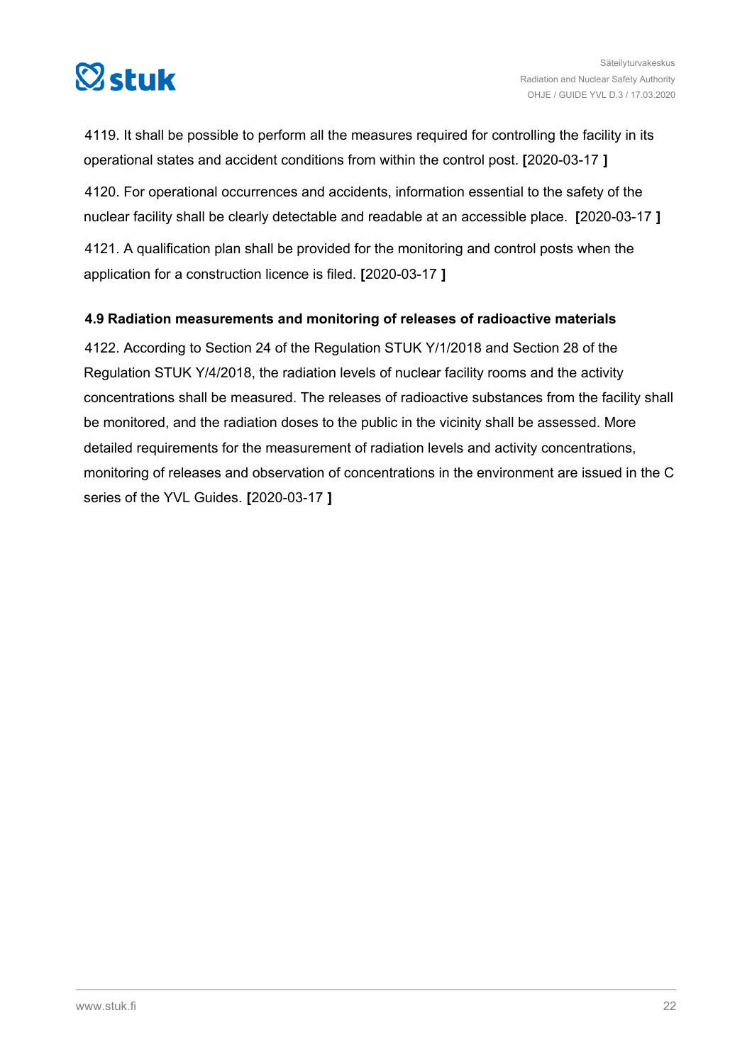4119. It shall be possible to perform all the measures required for controlling the facility in its operational states and accident conditions from within the control post. **[**2020-03-17 **]**

4120. For operational occurrences and accidents, information essential to the safety of the nuclear facility shall be clearly detectable and readable at an accessible place. **[**2020-03-17 **]**

4121. A qualification plan shall be provided for the monitoring and control posts when the application for a construction licence is filed. **[**2020-03-17 **]**

### 4.9 Radiation measurements and monitoring of releases of radioactive materials

4122. According to Section 24 of the Regulation STUK Y/1/2018 and Section 28 of the Regulation STUK Y/4/2018, the radiation levels of nuclear facility rooms and the activity concentrations shall be measured. The releases of radioactive substances from the facility shall be monitored, and the radiation doses to the public in the vicinity shall be assessed. More detailed requirements for the measurement of radiation levels and activity concentrations, monitoring of releases and observation of concentrations in the environment are issued in the C series of the YVL Guides. **[**2020-03-17 **]**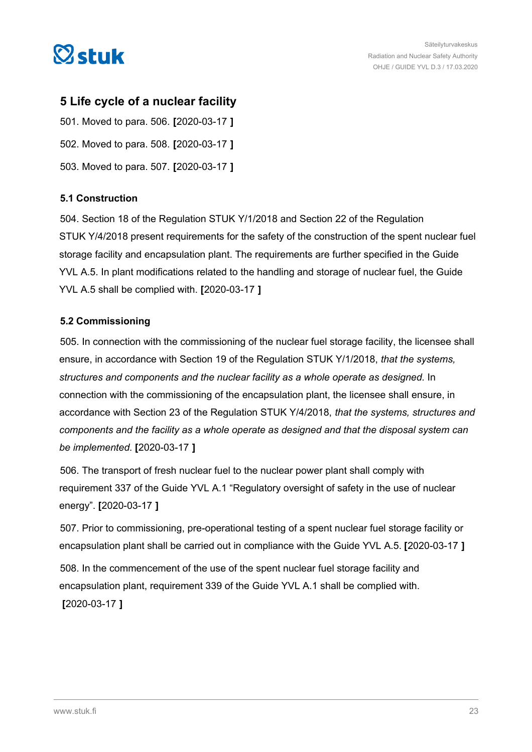## 5 Life cycle of a nuclear facility

501. Moved to para. 506. **[**2020-03-17 **]**

502. Moved to para. 508. **[**2020-03-17 **]**

503. Moved to para. 507. **[**2020-03-17 **]**

### 5.1 Construction

504. Section 18 of the Regulation STUK Y/1/2018 and Section 22 of the Regulation STUK Y/4/2018 present requirements for the safety of the construction of the spent nuclear fuel storage facility and encapsulation plant. The requirements are further specified in the Guide YVL A.5. In plant modifications related to the handling and storage of nuclear fuel, the Guide YVL A.5 shall be complied with. **[**2020-03-17 **]**

### 5.2 Commissioning

505. In connection with the commissioning of the nuclear fuel storage facility, the licensee shall ensure, in accordance with Section 19 of the Regulation STUK Y/1/2018, *that the systems, structures and components and the nuclear facility as a whole operate as designed.* In connection with the commissioning of the encapsulation plant, the licensee shall ensure, in accordance with Section 23 of the Regulation STUK Y/4/2018, *that the systems, structures and components and the facility as a whole operate as designed and that the disposal system can be implemented.* **[**2020-03-17 **]**

506. The transport of fresh nuclear fuel to the nuclear power plant shall comply with requirement 337 of the Guide YVL A.1 "Regulatory oversight of safety in the use of nuclear energy". **[**2020-03-17 **]**

507. Prior to commissioning, pre-operational testing of a spent nuclear fuel storage facility or encapsulation plant shall be carried out in compliance with the Guide YVL A.5. **[**2020-03-17 **]**

508. In the commencement of the use of the spent nuclear fuel storage facility and encapsulation plant, requirement 339 of the Guide YVL A.1 shall be complied with. **[**2020-03-17 **]**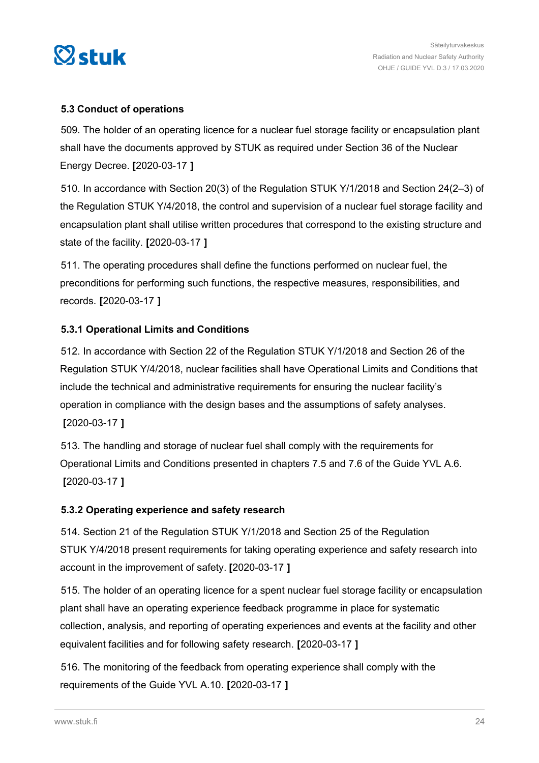### 5.3 Conduct of operations

509. The holder of an operating licence for a nuclear fuel storage facility or encapsulation plant shall have the documents approved by STUK as required under Section 36 of the Nuclear Energy Decree. **[**2020-03-17 **]**

510. In accordance with Section 20(3) of the Regulation STUK Y/1/2018 and Section 24(2–3) of the Regulation STUK Y/4/2018, the control and supervision of a nuclear fuel storage facility and encapsulation plant shall utilise written procedures that correspond to the existing structure and state of the facility. **[**2020-03-17 **]**

511. The operating procedures shall define the functions performed on nuclear fuel, the preconditions for performing such functions, the respective measures, responsibilities, and records. **[**2020-03-17 **]**

#### 5.3.1 Operational Limits and Conditions

512. In accordance with Section 22 of the Regulation STUK Y/1/2018 and Section 26 of the Regulation STUK Y/4/2018, nuclear facilities shall have Operational Limits and Conditions that include the technical and administrative requirements for ensuring the nuclear facility's operation in compliance with the design bases and the assumptions of safety analyses. **[**2020-03-17 **]**

513. The handling and storage of nuclear fuel shall comply with the requirements for Operational Limits and Conditions presented in chapters 7.5 and 7.6 of the Guide YVL A.6. **[**2020-03-17 **]**

#### 5.3.2 Operating experience and safety research

514. Section 21 of the Regulation STUK Y/1/2018 and Section 25 of the Regulation STUK Y/4/2018 present requirements for taking operating experience and safety research into account in the improvement of safety. **[**2020-03-17 **]**

515. The holder of an operating licence for a spent nuclear fuel storage facility or encapsulation plant shall have an operating experience feedback programme in place for systematic collection, analysis, and reporting of operating experiences and events at the facility and other equivalent facilities and for following safety research. **[**2020-03-17 **]**

516. The monitoring of the feedback from operating experience shall comply with the requirements of the Guide YVL A.10. **[**2020-03-17 **]**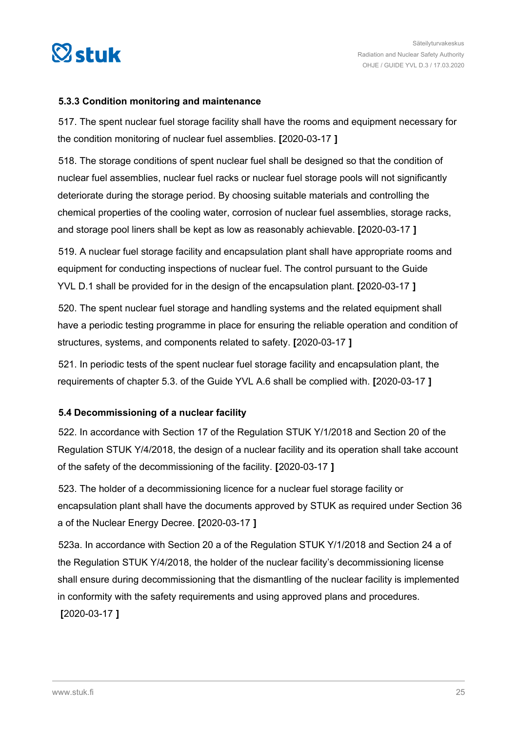### 5.3.3 Condition monitoring and maintenance

517. The spent nuclear fuel storage facility shall have the rooms and equipment necessary for the condition monitoring of nuclear fuel assemblies. **[**2020-03-17 **]**

518. The storage conditions of spent nuclear fuel shall be designed so that the condition of nuclear fuel assemblies, nuclear fuel racks or nuclear fuel storage pools will not significantly deteriorate during the storage period. By choosing suitable materials and controlling the chemical properties of the cooling water, corrosion of nuclear fuel assemblies, storage racks, and storage pool liners shall be kept as low as reasonably achievable. **[**2020-03-17 **]**

519. A nuclear fuel storage facility and encapsulation plant shall have appropriate rooms and equipment for conducting inspections of nuclear fuel. The control pursuant to the Guide YVL D.1 shall be provided for in the design of the encapsulation plant. **[**2020-03-17 **]**

520. The spent nuclear fuel storage and handling systems and the related equipment shall have a periodic testing programme in place for ensuring the reliable operation and condition of structures, systems, and components related to safety. **[**2020-03-17 **]**

521. In periodic tests of the spent nuclear fuel storage facility and encapsulation plant, the requirements of chapter 5.3. of the Guide YVL A.6 shall be complied with. **[**2020-03-17 **]**

## 5.4 Decommissioning of a nuclear facility

522. In accordance with Section 17 of the Regulation STUK Y/1/2018 and Section 20 of the Regulation STUK Y/4/2018, the design of a nuclear facility and its operation shall take account of the safety of the decommissioning of the facility. **[**2020-03-17 **]**

523. The holder of a decommissioning licence for a nuclear fuel storage facility or encapsulation plant shall have the documents approved by STUK as required under Section 36 a of the Nuclear Energy Decree. **[**2020-03-17 **]**

523a. In accordance with Section 20 a of the Regulation STUK Y/1/2018 and Section 24 a of the Regulation STUK Y/4/2018, the holder of the nuclear facility's decommissioning license shall ensure during decommissioning that the dismantling of the nuclear facility is implemented in conformity with the safety requirements and using approved plans and procedures. **[**2020-03-17 **]**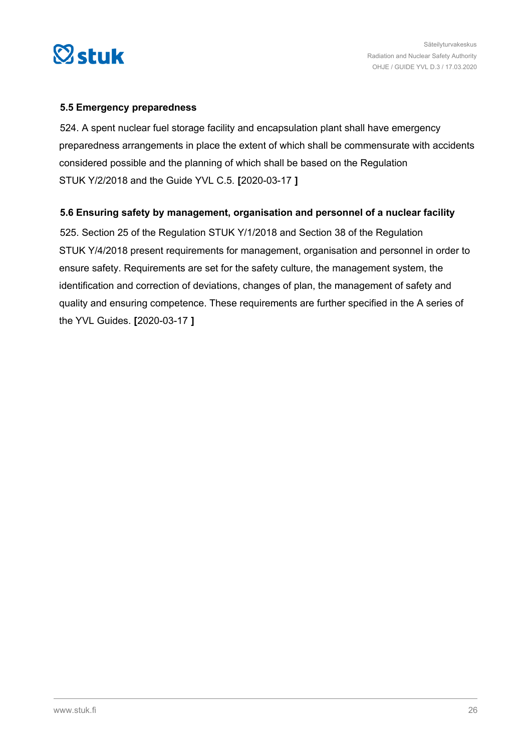### 5.5 Emergency preparedness

524. A spent nuclear fuel storage facility and encapsulation plant shall have emergency preparedness arrangements in place the extent of which shall be commensurate with accidents considered possible and the planning of which shall be based on the Regulation STUK Y/2/2018 and the Guide YVL C.5. **[**2020-03-17 **]**

### 5.6 Ensuring safety by management, organisation and personnel of a nuclear facility

525. Section 25 of the Regulation STUK Y/1/2018 and Section 38 of the Regulation STUK Y/4/2018 present requirements for management, organisation and personnel in order to ensure safety. Requirements are set for the safety culture, the management system, the identification and correction of deviations, changes of plan, the management of safety and quality and ensuring competence. These requirements are further specified in the A series of the YVL Guides. **[**2020-03-17 **]**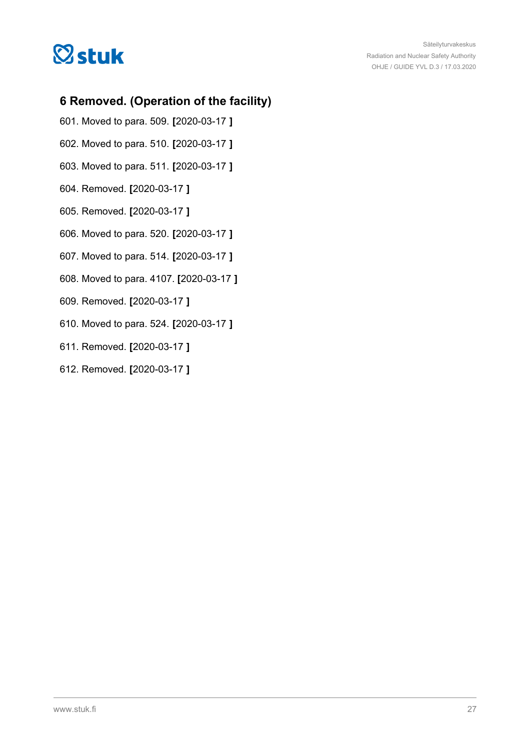## 6 Removed. (Operation of the facility)

601. Moved to para. 509. **[**2020-03-17 **]**

602. Moved to para. 510. **[**2020-03-17 **]**

603. Moved to para. 511. **[**2020-03-17 **]**

604. Removed. **[**2020-03-17 **]**

605. Removed. **[**2020-03-17 **]**

606. Moved to para. 520. **[**2020-03-17 **]**

607. Moved to para. 514. **[**2020-03-17 **]**

608. Moved to para. 4107. **[**2020-03-17 **]**

609. Removed. **[**2020-03-17 **]**

610. Moved to para. 524. **[**2020-03-17 **]**

611. Removed. **[**2020-03-17 **]**

612. Removed. **[**2020-03-17 **]**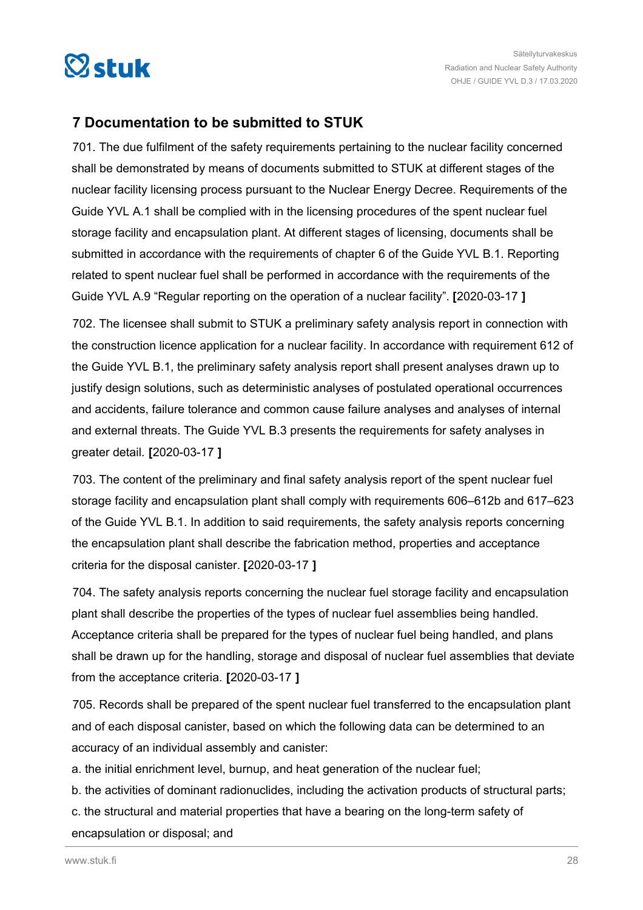## 7 Documentation to be submitted to STUK

701. The due fulfilment of the safety requirements pertaining to the nuclear facility concerned shall be demonstrated by means of documents submitted to STUK at different stages of the nuclear facility licensing process pursuant to the Nuclear Energy Decree. Requirements of the Guide YVL A.1 shall be complied with in the licensing procedures of the spent nuclear fuel storage facility and encapsulation plant. At different stages of licensing, documents shall be submitted in accordance with the requirements of chapter 6 of the Guide YVL B.1. Reporting related to spent nuclear fuel shall be performed in accordance with the requirements of the Guide YVL A.9 "Regular reporting on the operation of a nuclear facility". **[**2020-03-17 **]**

702. The licensee shall submit to STUK a preliminary safety analysis report in connection with the construction licence application for a nuclear facility. In accordance with requirement 612 of the Guide YVL B.1, the preliminary safety analysis report shall present analyses drawn up to justify design solutions, such as deterministic analyses of postulated operational occurrences and accidents, failure tolerance and common cause failure analyses and analyses of internal and external threats. The Guide YVL B.3 presents the requirements for safety analyses in greater detail. **[**2020-03-17 **]**

703. The content of the preliminary and final safety analysis report of the spent nuclear fuel storage facility and encapsulation plant shall comply with requirements 606–612b and 617–623 of the Guide YVL B.1. In addition to said requirements, the safety analysis reports concerning the encapsulation plant shall describe the fabrication method, properties and acceptance criteria for the disposal canister. **[**2020-03-17 **]**

704. The safety analysis reports concerning the nuclear fuel storage facility and encapsulation plant shall describe the properties of the types of nuclear fuel assemblies being handled. Acceptance criteria shall be prepared for the types of nuclear fuel being handled, and plans shall be drawn up for the handling, storage and disposal of nuclear fuel assemblies that deviate from the acceptance criteria. **[**2020-03-17 **]**

705. Records shall be prepared of the spent nuclear fuel transferred to the encapsulation plant and of each disposal canister, based on which the following data can be determined to an accuracy of an individual assembly and canister:

a. the initial enrichment level, burnup, and heat generation of the nuclear fuel;

b. the activities of dominant radionuclides, including the activation products of structural parts;

c. the structural and material properties that have a bearing on the long-term safety of encapsulation or disposal; and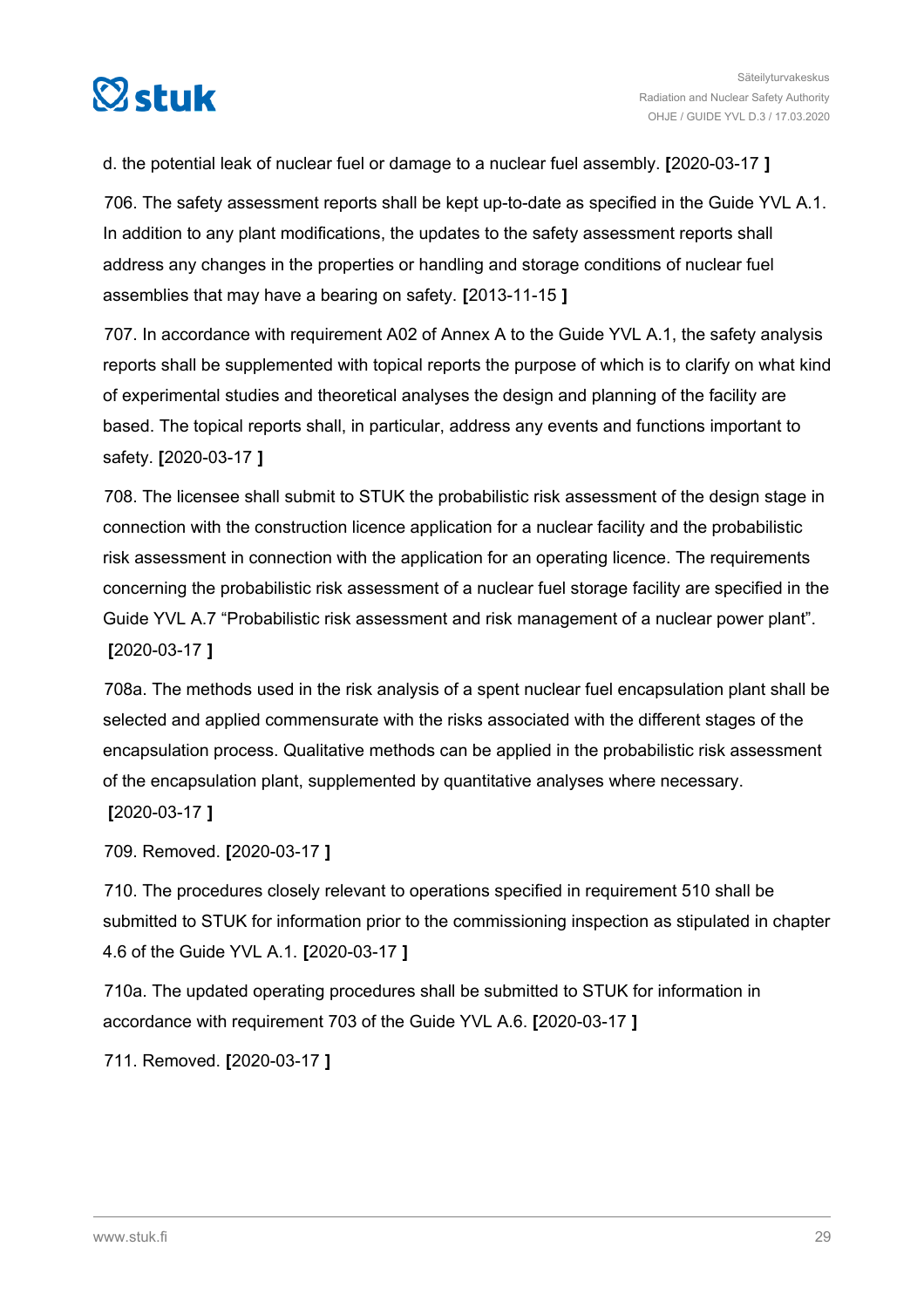d. the potential leak of nuclear fuel or damage to a nuclear fuel assembly. **[**2020-03-17 **]**

706. The safety assessment reports shall be kept up-to-date as specified in the Guide YVL A.1. In addition to any plant modifications, the updates to the safety assessment reports shall address any changes in the properties or handling and storage conditions of nuclear fuel assemblies that may have a bearing on safety. **[**2013-11-15 **]**

707. In accordance with requirement A02 of Annex A to the Guide YVL A.1, the safety analysis reports shall be supplemented with topical reports the purpose of which is to clarify on what kind of experimental studies and theoretical analyses the design and planning of the facility are based. The topical reports shall, in particular, address any events and functions important to safety. **[**2020-03-17 **]**

708. The licensee shall submit to STUK the probabilistic risk assessment of the design stage in connection with the construction licence application for a nuclear facility and the probabilistic risk assessment in connection with the application for an operating licence. The requirements concerning the probabilistic risk assessment of a nuclear fuel storage facility are specified in the Guide YVL A.7 "Probabilistic risk assessment and risk management of a nuclear power plant". **[**2020-03-17 **]**

708a. The methods used in the risk analysis of a spent nuclear fuel encapsulation plant shall be selected and applied commensurate with the risks associated with the different stages of the encapsulation process. Qualitative methods can be applied in the probabilistic risk assessment of the encapsulation plant, supplemented by quantitative analyses where necessary. **[**2020-03-17 **]**

709. Removed. **[**2020-03-17 **]**

710. The procedures closely relevant to operations specified in requirement 510 shall be submitted to STUK for information prior to the commissioning inspection as stipulated in chapter 4.6 of the Guide YVL A.1. **[**2020-03-17 **]**

710a. The updated operating procedures shall be submitted to STUK for information in accordance with requirement 703 of the Guide YVL A.6. **[**2020-03-17 **]**

711. Removed. **[**2020-03-17 **]**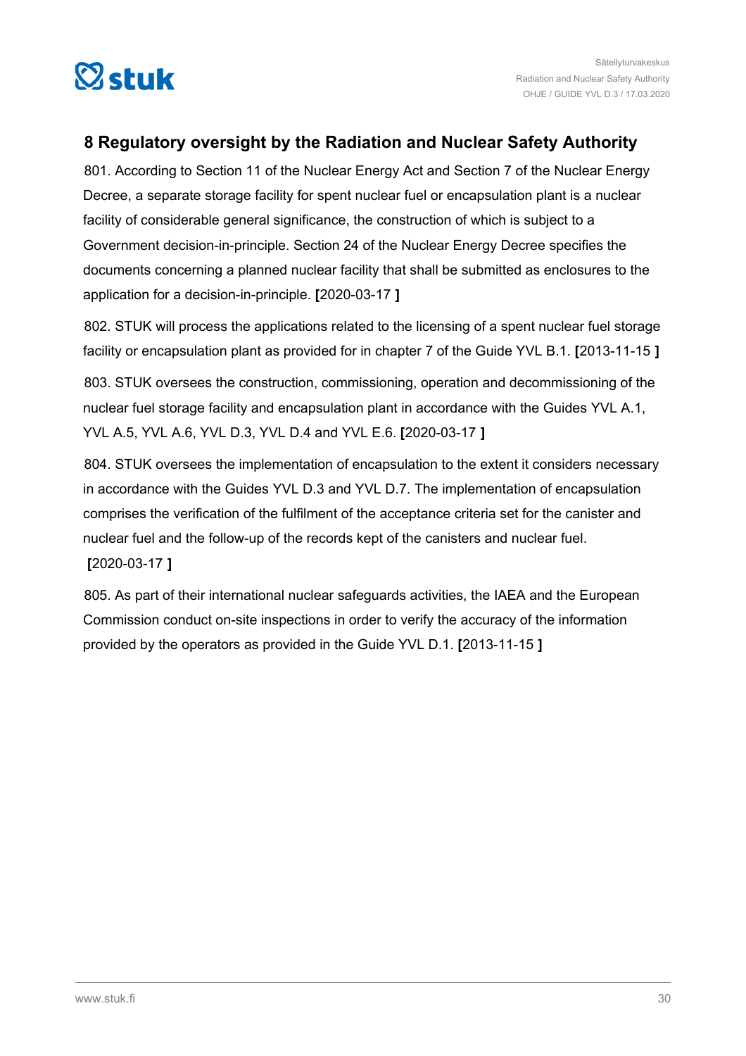## 8 Regulatory oversight by the Radiation and Nuclear Safety Authority

801. According to Section 11 of the Nuclear Energy Act and Section 7 of the Nuclear Energy Decree, a separate storage facility for spent nuclear fuel or encapsulation plant is a nuclear facility of considerable general significance, the construction of which is subject to a Government decision-in-principle. Section 24 of the Nuclear Energy Decree specifies the documents concerning a planned nuclear facility that shall be submitted as enclosures to the application for a decision-in-principle. **[**2020-03-17 **]**

802. STUK will process the applications related to the licensing of a spent nuclear fuel storage facility or encapsulation plant as provided for in chapter 7 of the Guide YVL B.1. **[**2013-11-15 **]**

803. STUK oversees the construction, commissioning, operation and decommissioning of the nuclear fuel storage facility and encapsulation plant in accordance with the Guides YVL A.1, YVL A.5, YVL A.6, YVL D.3, YVL D.4 and YVL E.6. **[**2020-03-17 **]**

804. STUK oversees the implementation of encapsulation to the extent it considers necessary in accordance with the Guides YVL D.3 and YVL D.7. The implementation of encapsulation comprises the verification of the fulfilment of the acceptance criteria set for the canister and nuclear fuel and the follow-up of the records kept of the canisters and nuclear fuel. **[**2020-03-17 **]**

805. As part of their international nuclear safeguards activities, the IAEA and the European Commission conduct on-site inspections in order to verify the accuracy of the information provided by the operators as provided in the Guide YVL D.1. **[**2013-11-15 **]**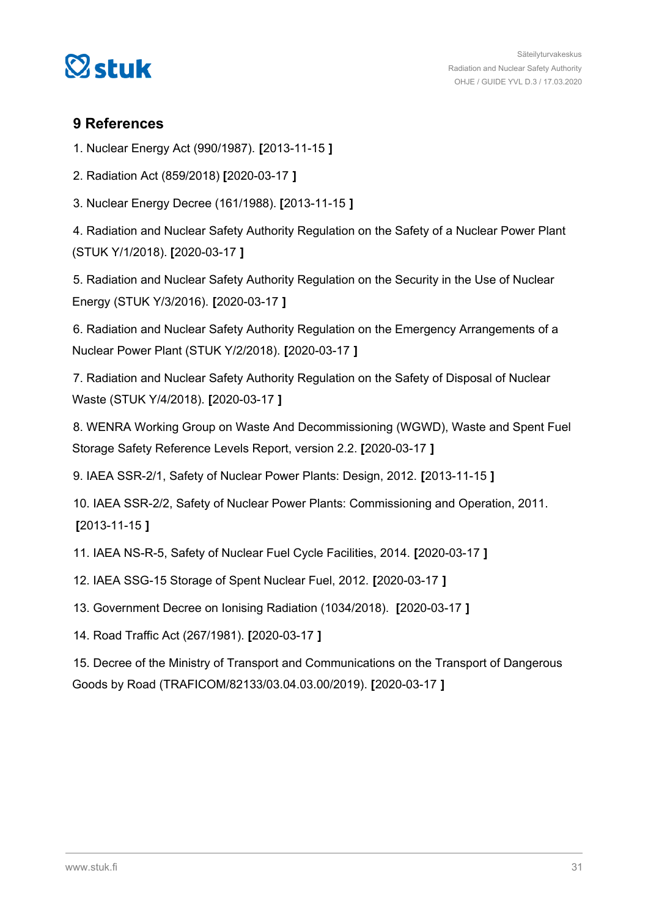## 9 References

1. Nuclear Energy Act (990/1987). **[**2013-11-15 **]**

2. Radiation Act (859/2018) **[**2020-03-17 **]**

3. Nuclear Energy Decree (161/1988). **[**2013-11-15 **]**

4. Radiation and Nuclear Safety Authority Regulation on the Safety of a Nuclear Power Plant (STUK Y/1/2018). **[**2020-03-17 **]**

5. Radiation and Nuclear Safety Authority Regulation on the Security in the Use of Nuclear Energy (STUK Y/3/2016). **[**2020-03-17 **]**

6. Radiation and Nuclear Safety Authority Regulation on the Emergency Arrangements of a Nuclear Power Plant (STUK Y/2/2018). **[**2020-03-17 **]**

7. Radiation and Nuclear Safety Authority Regulation on the Safety of Disposal of Nuclear Waste (STUK Y/4/2018). **[**2020-03-17 **]**

8. WENRA Working Group on Waste And Decommissioning (WGWD), Waste and Spent Fuel Storage Safety Reference Levels Report, version 2.2. **[**2020-03-17 **]**

9. IAEA SSR-2/1, Safety of Nuclear Power Plants: Design, 2012. **[**2013-11-15 **]**

10. IAEA SSR-2/2, Safety of Nuclear Power Plants: Commissioning and Operation, 2011. **[**2013-11-15 **]**

11. IAEA NS-R-5, Safety of Nuclear Fuel Cycle Facilities, 2014. **[**2020-03-17 **]**

12. IAEA SSG-15 Storage of Spent Nuclear Fuel, 2012. **[**2020-03-17 **]**

13. Government Decree on Ionising Radiation (1034/2018). **[**2020-03-17 **]**

14. Road Traffic Act (267/1981). **[**2020-03-17 **]**

15. Decree of the Ministry of Transport and Communications on the Transport of Dangerous Goods by Road (TRAFICOM/82133/03.04.03.00/2019). **[**2020-03-17 **]**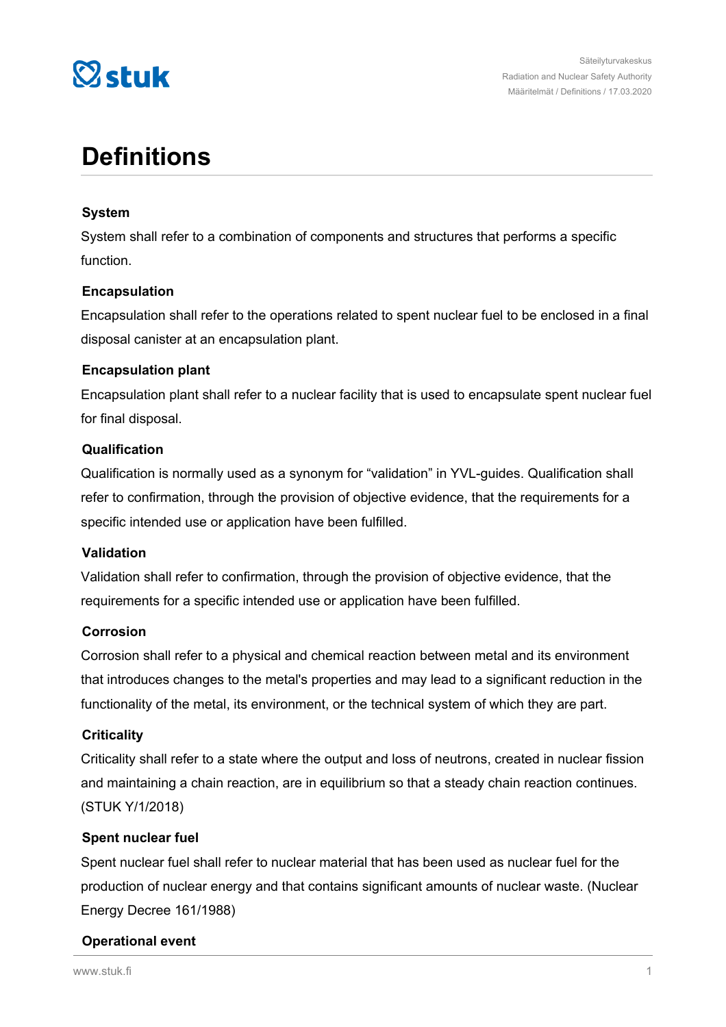# Definitions

### System

System shall refer to a combination of components and structures that performs a specific function.

### Encapsulation

Encapsulation shall refer to the operations related to spent nuclear fuel to be enclosed in a final disposal canister at an encapsulation plant.

### Encapsulation plant

Encapsulation plant shall refer to a nuclear facility that is used to encapsulate spent nuclear fuel for final disposal.

### Qualification

Qualification is normally used as a synonym for "validation" in YVL-guides. Qualification shall refer to confirmation, through the provision of objective evidence, that the requirements for a specific intended use or application have been fulfilled.

### Validation

Validation shall refer to confirmation, through the provision of objective evidence, that the requirements for a specific intended use or application have been fulfilled.

### Corrosion

Corrosion shall refer to a physical and chemical reaction between metal and its environment that introduces changes to the metal's properties and may lead to a significant reduction in the functionality of the metal, its environment, or the technical system of which they are part.

### Criticality

Criticality shall refer to a state where the output and loss of neutrons, created in nuclear fission and maintaining a chain reaction, are in equilibrium so that a steady chain reaction continues. (STUK Y/1/2018)

### Spent nuclear fuel

Spent nuclear fuel shall refer to nuclear material that has been used as nuclear fuel for the production of nuclear energy and that contains significant amounts of nuclear waste. (Nuclear Energy Decree 161/1988)

### Operational event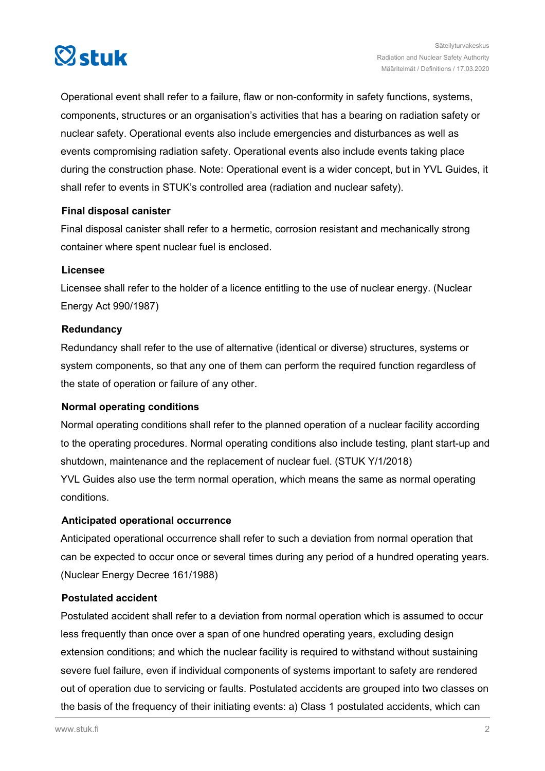Operational event shall refer to a failure, flaw or non-conformity in safety functions, systems, components, structures or an organisation's activities that has a bearing on radiation safety or nuclear safety. Operational events also include emergencies and disturbances as well as events compromising radiation safety. Operational events also include events taking place during the construction phase. Note: Operational event is a wider concept, but in YVL Guides, it shall refer to events in STUK's controlled area (radiation and nuclear safety).

**Final disposal canister**

Final disposal canister shall refer to a hermetic, corrosion resistant and mechanically strong container where spent nuclear fuel is enclosed.

**Licensee**

Licensee shall refer to the holder of a licence entitling to the use of nuclear energy. (Nuclear Energy Act 990/1987)

**Redundancy**

Redundancy shall refer to the use of alternative (identical or diverse) structures, systems or system components, so that any one of them can perform the required function regardless of the state of operation or failure of any other.

**Normal operating conditions**

Normal operating conditions shall refer to the planned operation of a nuclear facility according to the operating procedures. Normal operating conditions also include testing, plant start-up and shutdown, maintenance and the replacement of nuclear fuel. (STUK Y/1/2018)
YVL Guides also use the term normal operation, which means the same as normal operating conditions.

**Anticipated operational occurrence**

Anticipated operational occurrence shall refer to such a deviation from normal operation that can be expected to occur once or several times during any period of a hundred operating years. (Nuclear Energy Decree 161/1988)

**Postulated accident**

Postulated accident shall refer to a deviation from normal operation which is assumed to occur less frequently than once over a span of one hundred operating years, excluding design extension conditions; and which the nuclear facility is required to withstand without sustaining severe fuel failure, even if individual components of systems important to safety are rendered out of operation due to servicing or faults. Postulated accidents are grouped into two classes on the basis of the frequency of their initiating events: a) Class 1 postulated accidents, which can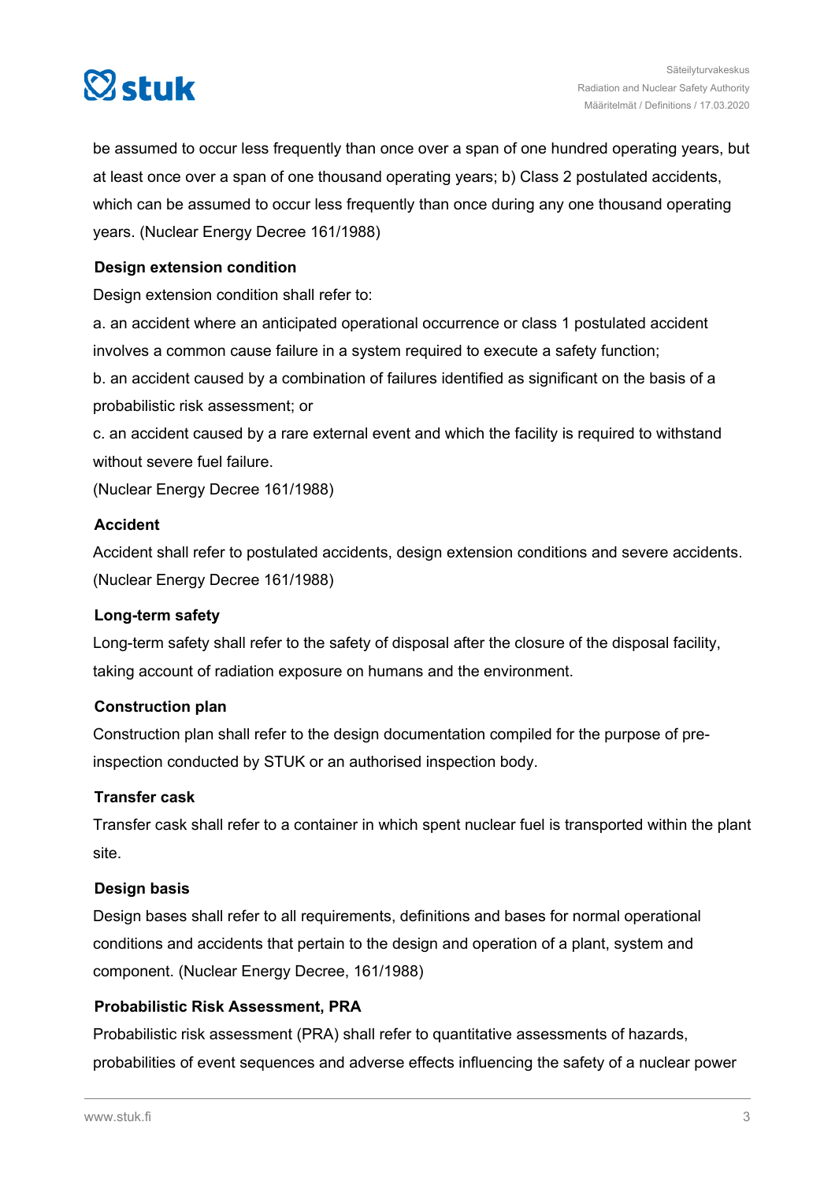be assumed to occur less frequently than once over a span of one hundred operating years, but at least once over a span of one thousand operating years; b) Class 2 postulated accidents, which can be assumed to occur less frequently than once during any one thousand operating years. (Nuclear Energy Decree 161/1988)

### Design extension condition

Design extension condition shall refer to:

a. an accident where an anticipated operational occurrence or class 1 postulated accident involves a common cause failure in a system required to execute a safety function;

b. an accident caused by a combination of failures identified as significant on the basis of a probabilistic risk assessment; or

c. an accident caused by a rare external event and which the facility is required to withstand without severe fuel failure.

(Nuclear Energy Decree 161/1988)

### Accident

Accident shall refer to postulated accidents, design extension conditions and severe accidents. (Nuclear Energy Decree 161/1988)

### Long-term safety

Long-term safety shall refer to the safety of disposal after the closure of the disposal facility, taking account of radiation exposure on humans and the environment.

### Construction plan

Construction plan shall refer to the design documentation compiled for the purpose of pre-inspection conducted by STUK or an authorised inspection body.

### Transfer cask

Transfer cask shall refer to a container in which spent nuclear fuel is transported within the plant site.

### Design basis

Design bases shall refer to all requirements, definitions and bases for normal operational conditions and accidents that pertain to the design and operation of a plant, system and component. (Nuclear Energy Decree, 161/1988)

### Probabilistic Risk Assessment, PRA

Probabilistic risk assessment (PRA) shall refer to quantitative assessments of hazards, probabilities of event sequences and adverse effects influencing the safety of a nuclear power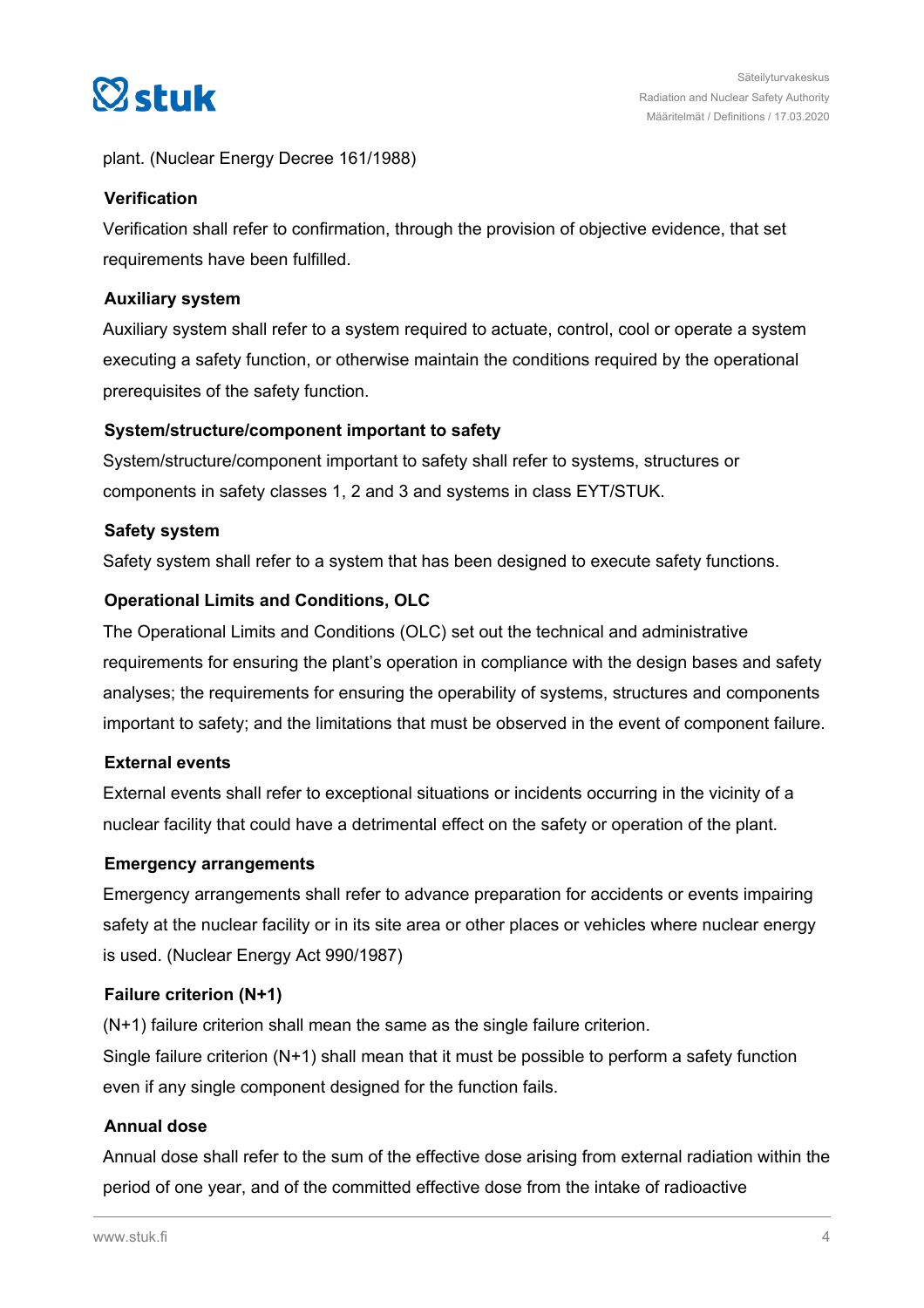plant. (Nuclear Energy Decree 161/1988)

**Verification**

Verification shall refer to confirmation, through the provision of objective evidence, that set requirements have been fulfilled.

**Auxiliary system**

Auxiliary system shall refer to a system required to actuate, control, cool or operate a system executing a safety function, or otherwise maintain the conditions required by the operational prerequisites of the safety function.

**System/structure/component important to safety**

System/structure/component important to safety shall refer to systems, structures or components in safety classes 1, 2 and 3 and systems in class EYT/STUK.

**Safety system**

Safety system shall refer to a system that has been designed to execute safety functions.

**Operational Limits and Conditions, OLC**

The Operational Limits and Conditions (OLC) set out the technical and administrative requirements for ensuring the plant's operation in compliance with the design bases and safety analyses; the requirements for ensuring the operability of systems, structures and components important to safety; and the limitations that must be observed in the event of component failure.

**External events**

External events shall refer to exceptional situations or incidents occurring in the vicinity of a nuclear facility that could have a detrimental effect on the safety or operation of the plant.

**Emergency arrangements**

Emergency arrangements shall refer to advance preparation for accidents or events impairing safety at the nuclear facility or in its site area or other places or vehicles where nuclear energy is used. (Nuclear Energy Act 990/1987)

**Failure criterion (N+1)**

(N+1) failure criterion shall mean the same as the single failure criterion.

Single failure criterion (N+1) shall mean that it must be possible to perform a safety function even if any single component designed for the function fails.

**Annual dose**

Annual dose shall refer to the sum of the effective dose arising from external radiation within the period of one year, and of the committed effective dose from the intake of radioactive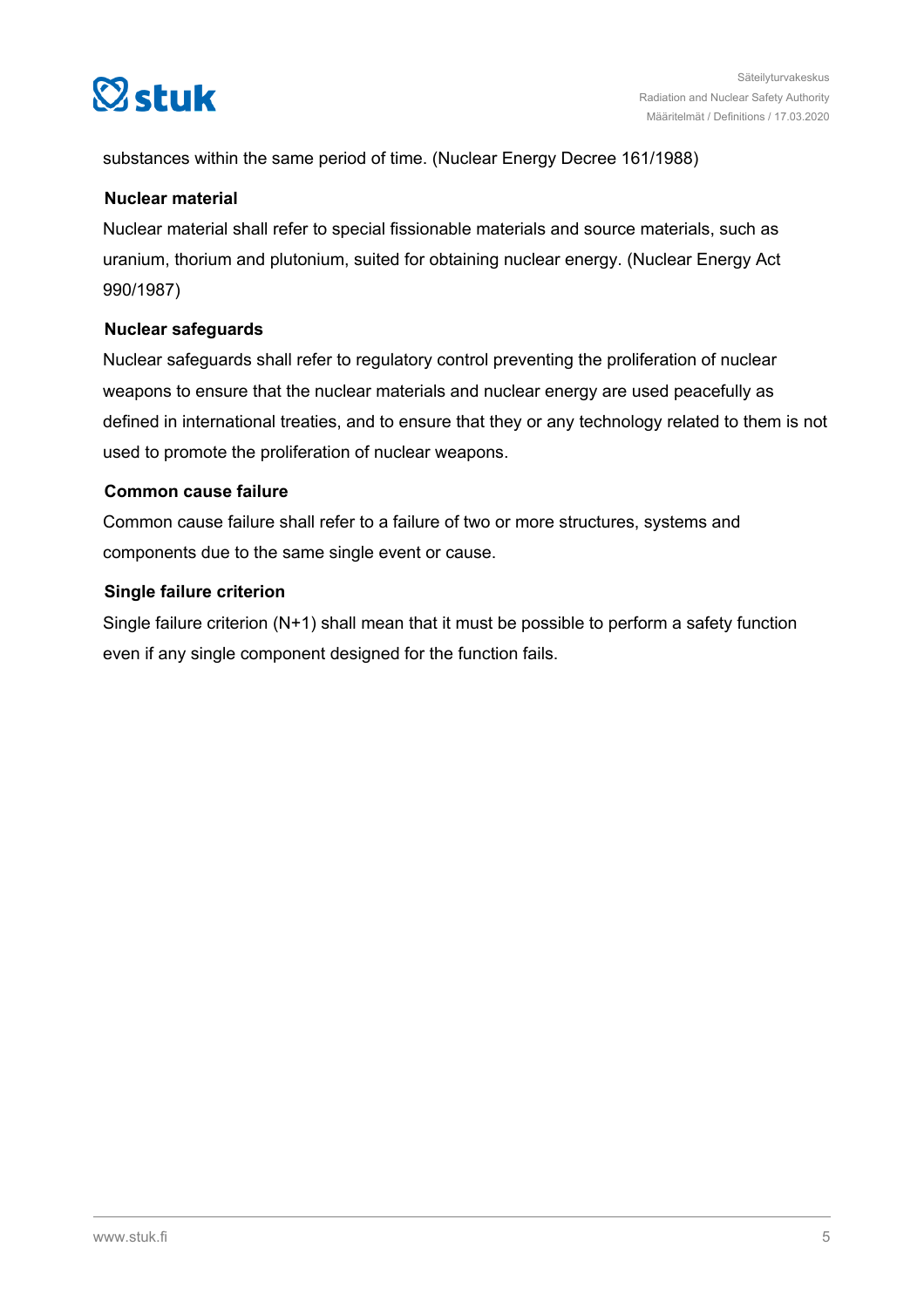substances within the same period of time. (Nuclear Energy Decree 161/1988)

### Nuclear material

Nuclear material shall refer to special fissionable materials and source materials, such as uranium, thorium and plutonium, suited for obtaining nuclear energy. (Nuclear Energy Act 990/1987)

### Nuclear safeguards

Nuclear safeguards shall refer to regulatory control preventing the proliferation of nuclear weapons to ensure that the nuclear materials and nuclear energy are used peacefully as defined in international treaties, and to ensure that they or any technology related to them is not used to promote the proliferation of nuclear weapons.

### Common cause failure

Common cause failure shall refer to a failure of two or more structures, systems and components due to the same single event or cause.

### Single failure criterion

Single failure criterion (N+1) shall mean that it must be possible to perform a safety function even if any single component designed for the function fails.